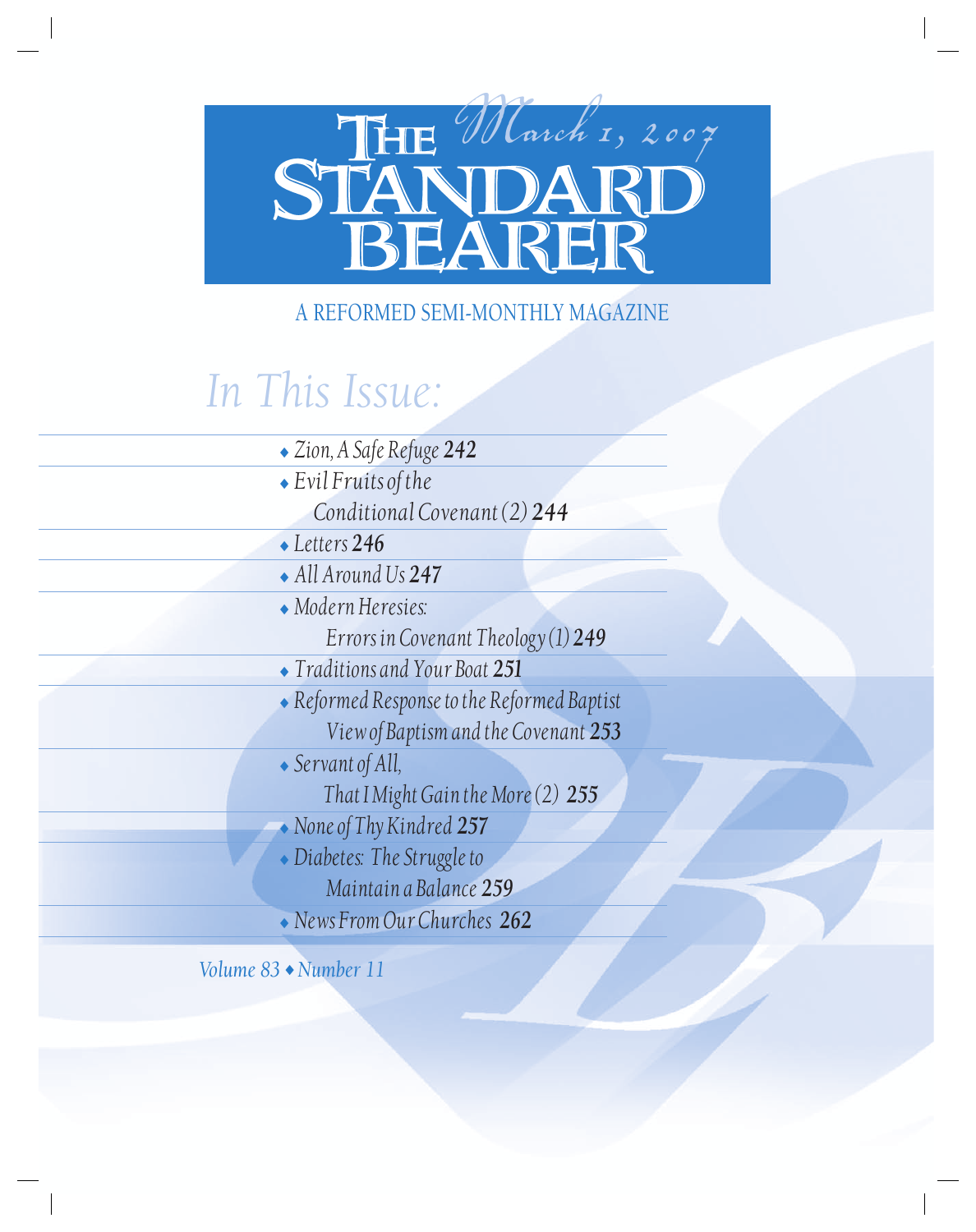# The Standard Bearer

*March 1, 2007*

A REFORMED SEMI-MONTHLY MAGAZINE

## In This Issue:

- *Zion, A Safe Refuge* **242**
- *Evil Fruits of the Conditional Covenant (2)* **244**
- *Letters* **246**
- *All Around Us* **247**
- *Modern Heresies: Errors in Covenant Theology (1)* **249**
- *Traditions and Your Boat* **251**
- *Reformed Response to the Reformed Baptist View of Baptism and the Covenant* **253**
- *Servant of All, That I Might Gain the More (2)* **255**
- *None of Thy Kindred* **257**
- *Diabetes: The Struggle to Maintain a Balance* **259**
- *News From Our Churches* **262**

*Volume 83 ◆ Number 11*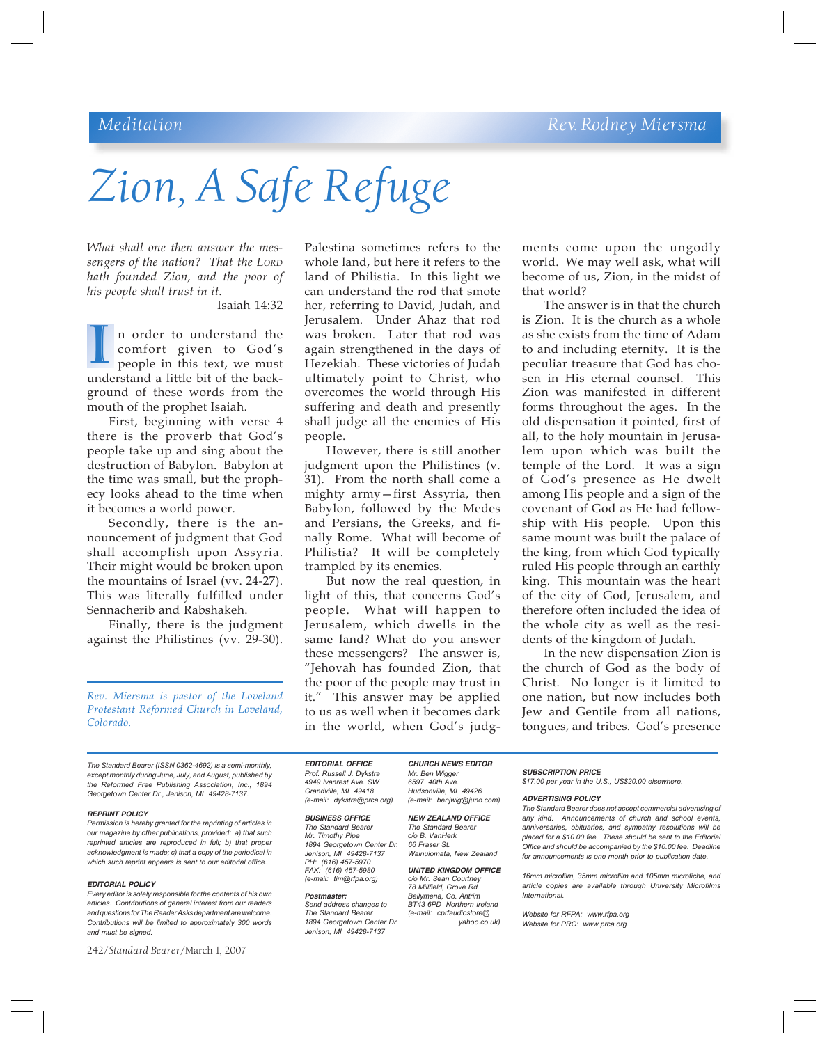Meditation — Rev. Rodney Miersma

# Zion, A Safe Refuge

*What shall one then answer the messengers of the nation? That the Lord hath founded Zion, and the poor of his people shall trust in it.*

Isaiah 14:32

In order to understand the comfort given to God's people in this text, we must understand a little bit of the background of these words from the mouth of the prophet Isaiah.

First, beginning with verse 4 there is the proverb that God's people take up and sing about the destruction of Babylon. Babylon at the time was small, but the prophecy looks ahead to the time when it becomes a world power.

Secondly, there is the announcement of judgment that God shall accomplish upon Assyria. Their might would be broken upon the mountains of Israel (vv. 24-27). This was literally fulfilled under Sennacherib and Rabshakeh.

Finally, there is the judgment against the Philistines (vv. 29-30). Palestina sometimes refers to the whole land, but here it refers to the land of Philistia. In this light we can understand the rod that smote her, referring to David, Judah, and Jerusalem. Under Ahaz that rod was broken. Later that rod was again strengthened in the days of Hezekiah. These victories of Judah ultimately point to Christ, who overcomes the world through His suffering and death and presently shall judge all the enemies of His people.

However, there is still another judgment upon the Philistines (v. 31). From the north shall come a mighty army—first Assyria, then Babylon, followed by the Medes and Persians, the Greeks, and finally Rome. What will become of Philistia? It will be completely trampled by its enemies.

But now the real question, in light of this, that concerns God's people. What will happen to Jerusalem, which dwells in the same land? What do you answer these messengers? The answer is, "Jehovah has founded Zion, that the poor of the people may trust in it." This answer may be applied to us as well when it becomes dark in the world, when God's judgments come upon the ungodly world. We may well ask, what will become of us, Zion, in the midst of that world?

The answer is in that the church is Zion. It is the church as a whole as she exists from the time of Adam to and including eternity. It is the peculiar treasure that God has chosen in His eternal counsel. This Zion was manifested in different forms throughout the ages. In the old dispensation it pointed, first of all, to the holy mountain in Jerusalem upon which was built the temple of the Lord. It was a sign of God's presence as He dwelt among His people and a sign of the covenant of God as He had fellowship with His people. Upon this same mount was built the palace of the king, from which God typically ruled His people through an earthly king. This mountain was the heart of the city of God, Jerusalem, and therefore often included the idea of the whole city as well as the residents of the kingdom of Judah.

In the new dispensation Zion is the church of God as the body of Christ. No longer is it limited to one nation, but now includes both Jew and Gentile from all nations, tongues, and tribes. God's presence

*Rev. Miersma is pastor of the Loveland Protestant Reformed Church in Loveland, Colorado.*

---

*The Standard Bearer (ISSN 0362-4692) is a semi-monthly, except monthly during June, July, and August, published by the Reformed Free Publishing Association, Inc., 1894 Georgetown Center Dr., Jenison, MI 49428-7137.*

***REPRINT POLICY***
*Permission is hereby granted for the reprinting of articles in our magazine by other publications, provided: a) that such reprinted articles are reproduced in full; b) that proper acknowledgment is made; c) that a copy of the periodical in which such reprint appears is sent to our editorial office.*

***EDITORIAL POLICY***
*Every editor is solely responsible for the contents of his own articles. Contributions of general interest from our readers and questions for The Reader Asks department are welcome. Contributions will be limited to approximately 300 words and must be signed.*

***EDITORIAL OFFICE***
*Prof. Russell J. Dykstra*
*4949 Ivanrest Ave. SW*
*Grandville, MI 49418*
*(e-mail: dykstra@prca.org)*

***BUSINESS OFFICE***
*The Standard Bearer*
*Mr. Timothy Pipe*
*1894 Georgetown Center Dr.*
*Jenison, MI 49428-7137*
*PH: (616) 457-5970*
*FAX: (616) 457-5980*
*(e-mail: tim@rfpa.org)*

***Postmaster:***
*Send address changes to*
*The Standard Bearer*
*1894 Georgetown Center Dr.*
*Jenison, MI 49428-7137*

***CHURCH NEWS EDITOR***
*Mr. Ben Wigger*
*6597 40th Ave.*
*Hudsonville, MI 49426*
*(e-mail: benjwig@juno.com)*

***NEW ZEALAND OFFICE***
*The Standard Bearer*
*c/o B. VanHerk*
*66 Fraser St.*
*Wainuiomata, New Zealand*

***UNITED KINGDOM OFFICE***
*c/o Mr. Sean Courtney*
*78 Millfield, Grove Rd.*
*Ballymena, Co. Antrim*
*BT43 6PD Northern Ireland*
*(e-mail: cprfaudiostore@yahoo.co.uk)*

***SUBSCRIPTION PRICE***
*$17.00 per year in the U.S., US$20.00 elsewhere.*

***ADVERTISING POLICY***
*The Standard Bearer does not accept commercial advertising of any kind. Announcements of church and school events, anniversaries, obituaries, and sympathy resolutions will be placed for a $10.00 fee. These should be sent to the Editorial Office and should be accompanied by the $10.00 fee. Deadline for announcements is one month prior to publication date.*

*16mm microfilm, 35mm microfilm and 105mm microfiche, and article copies are available through University Microfilms International.*

*Website for RFPA: www.rfpa.org*
*Website for PRC: www.prca.org*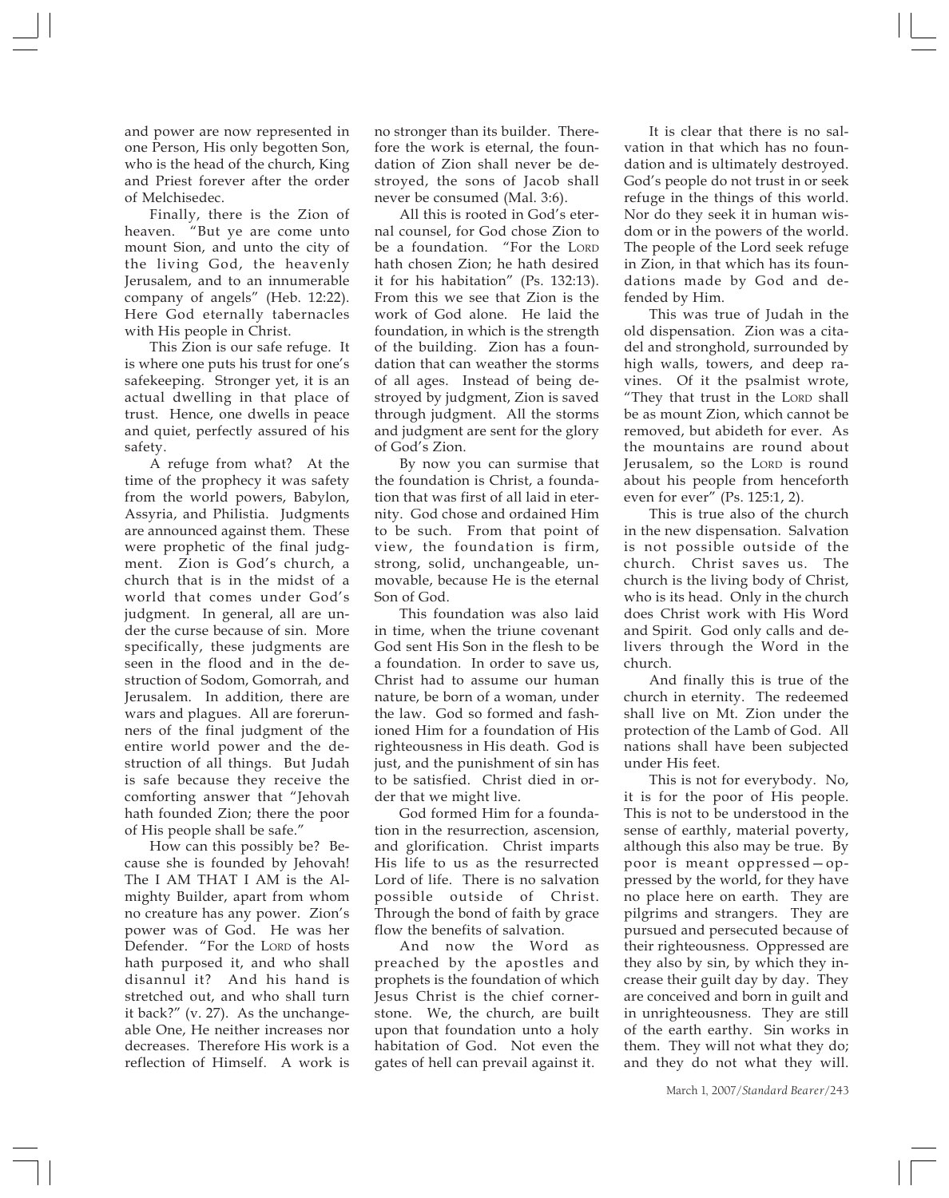and power are now represented in one Person, His only begotten Son, who is the head of the church, King and Priest forever after the order of Melchisedec.

Finally, there is the Zion of heaven. "But ye are come unto mount Sion, and unto the city of the living God, the heavenly Jerusalem, and to an innumerable company of angels" (Heb. 12:22). Here God eternally tabernacles with His people in Christ.

This Zion is our safe refuge. It is where one puts his trust for one's safekeeping. Stronger yet, it is an actual dwelling in that place of trust. Hence, one dwells in peace and quiet, perfectly assured of his safety.

A refuge from what? At the time of the prophecy it was safety from the world powers, Babylon, Assyria, and Philistia. Judgments are announced against them. These were prophetic of the final judgment. Zion is God's church, a church that is in the midst of a world that comes under God's judgment. In general, all are under the curse because of sin. More specifically, these judgments are seen in the flood and in the destruction of Sodom, Gomorrah, and Jerusalem. In addition, there are wars and plagues. All are forerunners of the final judgment of the entire world power and the destruction of all things. But Judah is safe because they receive the comforting answer that "Jehovah hath founded Zion; there the poor of His people shall be safe."

How can this possibly be? Because she is founded by Jehovah! The I AM THAT I AM is the Almighty Builder, apart from whom no creature has any power. Zion's power was of God. He was her Defender. "For the LORD of hosts hath purposed it, and who shall disannul it? And his hand is stretched out, and who shall turn it back?" (v. 27). As the unchangeable One, He neither increases nor decreases. Therefore His work is a reflection of Himself. A work is no stronger than its builder. Therefore the work is eternal, the foundation of Zion shall never be destroyed, the sons of Jacob shall never be consumed (Mal. 3:6).

All this is rooted in God's eternal counsel, for God chose Zion to be a foundation. "For the LORD hath chosen Zion; he hath desired it for his habitation" (Ps. 132:13). From this we see that Zion is the work of God alone. He laid the foundation, in which is the strength of the building. Zion has a foundation that can weather the storms of all ages. Instead of being destroyed by judgment, Zion is saved through judgment. All the storms and judgment are sent for the glory of God's Zion.

By now you can surmise that the foundation is Christ, a foundation that was first of all laid in eternity. God chose and ordained Him to be such. From that point of view, the foundation is firm, strong, solid, unchangeable, unmovable, because He is the eternal Son of God.

This foundation was also laid in time, when the triune covenant God sent His Son in the flesh to be a foundation. In order to save us, Christ had to assume our human nature, be born of a woman, under the law. God so formed and fashioned Him for a foundation of His righteousness in His death. God is just, and the punishment of sin has to be satisfied. Christ died in order that we might live.

God formed Him for a foundation in the resurrection, ascension, and glorification. Christ imparts His life to us as the resurrected Lord of life. There is no salvation possible outside of Christ. Through the bond of faith by grace flow the benefits of salvation.

And now the Word as preached by the apostles and prophets is the foundation of which Jesus Christ is the chief cornerstone. We, the church, are built upon that foundation unto a holy habitation of God. Not even the gates of hell can prevail against it.

It is clear that there is no salvation in that which has no foundation and is ultimately destroyed. God's people do not trust in or seek refuge in the things of this world. Nor do they seek it in human wisdom or in the powers of the world. The people of the Lord seek refuge in Zion, in that which has its foundations made by God and defended by Him.

This was true of Judah in the old dispensation. Zion was a citadel and stronghold, surrounded by high walls, towers, and deep ravines. Of it the psalmist wrote, "They that trust in the LORD shall be as mount Zion, which cannot be removed, but abideth for ever. As the mountains are round about Jerusalem, so the LORD is round about his people from henceforth even for ever" (Ps. 125:1, 2).

This is true also of the church in the new dispensation. Salvation is not possible outside of the church. Christ saves us. The church is the living body of Christ, who is its head. Only in the church does Christ work with His Word and Spirit. God only calls and delivers through the Word in the church.

And finally this is true of the church in eternity. The redeemed shall live on Mt. Zion under the protection of the Lamb of God. All nations shall have been subjected under His feet.

This is not for everybody. No, it is for the poor of His people. This is not to be understood in the sense of earthly, material poverty, although this also may be true. By poor is meant oppressed—oppressed by the world, for they have no place here on earth. They are pilgrims and strangers. They are pursued and persecuted because of their righteousness. Oppressed are they also by sin, by which they increase their guilt day by day. They are conceived and born in guilt and in unrighteousness. They are still of the earth earthy. Sin works in them. They will not what they do; and they do not what they will.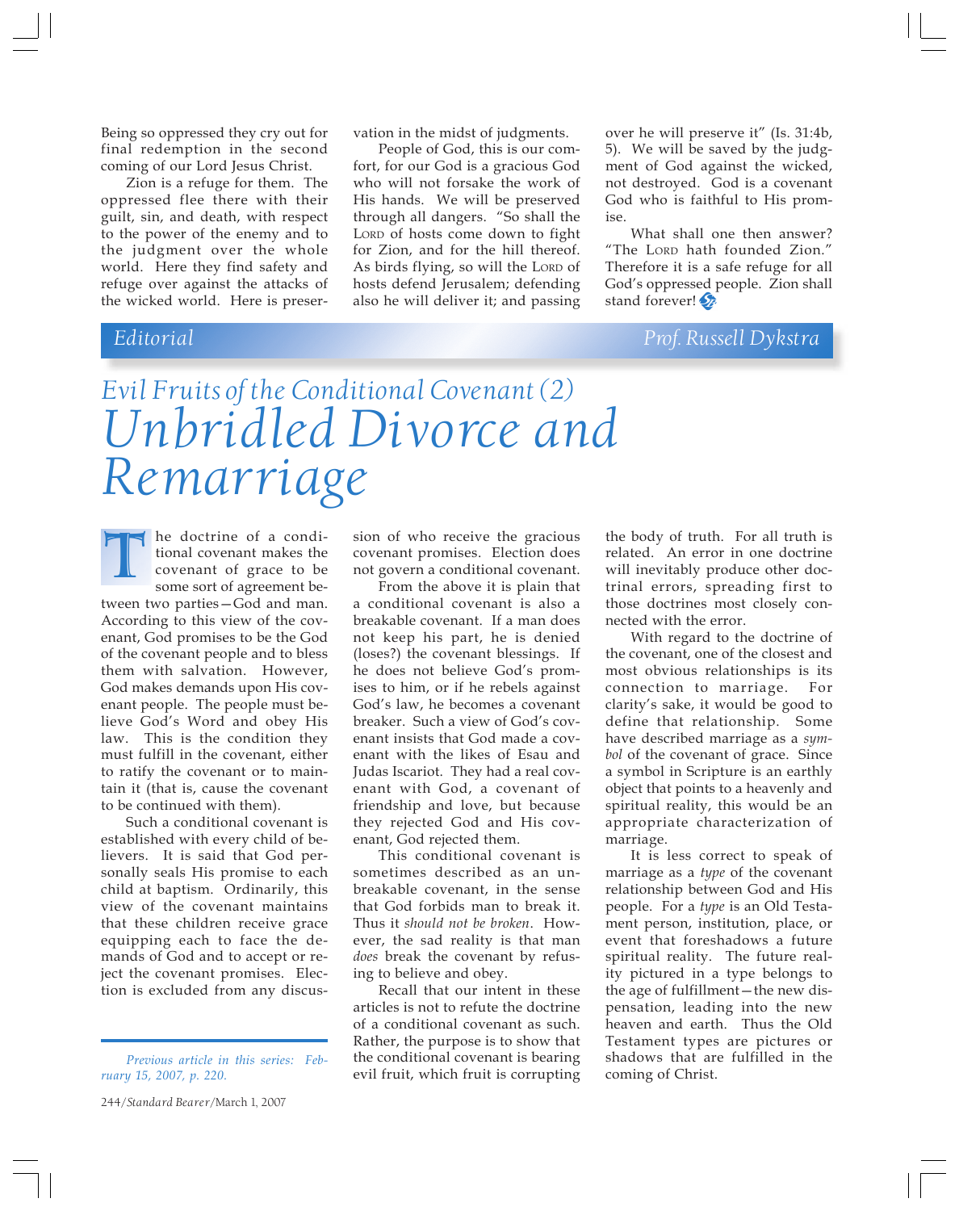Being so oppressed they cry out for final redemption in the second coming of our Lord Jesus Christ.

Zion is a refuge for them. The oppressed flee there with their guilt, sin, and death, with respect to the power of the enemy and to the judgment over the whole world. Here they find safety and refuge over against the attacks of the wicked world. Here is preservation in the midst of judgments.

People of God, this is our comfort, for our God is a gracious God who will not forsake the work of His hands. We will be preserved through all dangers. "So shall the LORD of hosts come down to fight for Zion, and for the hill thereof. As birds flying, so will the LORD of hosts defend Jerusalem; defending also he will deliver it; and passing over he will preserve it" (Is. 31:4b, 5). We will be saved by the judgment of God against the wicked, not destroyed. God is a covenant God who is faithful to His promise.

What shall one then answer? "The LORD hath founded Zion." Therefore it is a safe refuge for all God's oppressed people. Zion shall stand forever!

Editorial — Prof. Russell Dykstra

## *Evil Fruits of the Conditional Covenant (2)*

# *Unbridled Divorce and Remarriage*

The doctrine of a conditional covenant makes the covenant of grace to be some sort of agreement between two parties—God and man. According to this view of the covenant, God promises to be the God of the covenant people and to bless them with salvation. However, God makes demands upon His covenant people. The people must believe God's Word and obey His law. This is the condition they must fulfill in the covenant, either to ratify the covenant or to maintain it (that is, cause the covenant to be continued with them).

Such a conditional covenant is established with every child of believers. It is said that God personally seals His promise to each child at baptism. Ordinarily, this view of the covenant maintains that these children receive grace equipping each to face the demands of God and to accept or reject the covenant promises. Election is excluded from any discussion of who receive the gracious covenant promises. Election does not govern a conditional covenant.

From the above it is plain that a conditional covenant is also a breakable covenant. If a man does not keep his part, he is denied (loses?) the covenant blessings. If he does not believe God's promises to him, or if he rebels against God's law, he becomes a covenant breaker. Such a view of God's covenant insists that God made a covenant with the likes of Esau and Judas Iscariot. They had a real covenant with God, a covenant of friendship and love, but because they rejected God and His covenant, God rejected them.

This conditional covenant is sometimes described as an unbreakable covenant, in the sense that God forbids man to break it. Thus it *should not be broken*. However, the sad reality is that man *does* break the covenant by refusing to believe and obey.

Recall that our intent in these articles is not to refute the doctrine of a conditional covenant as such. Rather, the purpose is to show that the conditional covenant is bearing evil fruit, which fruit is corrupting the body of truth. For all truth is related. An error in one doctrine will inevitably produce other doctrinal errors, spreading first to those doctrines most closely connected with the error.

With regard to the doctrine of the covenant, one of the closest and most obvious relationships is its connection to marriage. For clarity's sake, it would be good to define that relationship. Some have described marriage as a *symbol* of the covenant of grace. Since a symbol in Scripture is an earthly object that points to a heavenly and spiritual reality, this would be an appropriate characterization of marriage.

It is less correct to speak of marriage as a *type* of the covenant relationship between God and His people. For a *type* is an Old Testament person, institution, place, or event that foreshadows a future spiritual reality. The future reality pictured in a type belongs to the age of fulfillment—the new dispensation, leading into the new heaven and earth. Thus the Old Testament types are pictures or shadows that are fulfilled in the coming of Christ.

*Previous article in this series: February 15, 2007, p. 220.*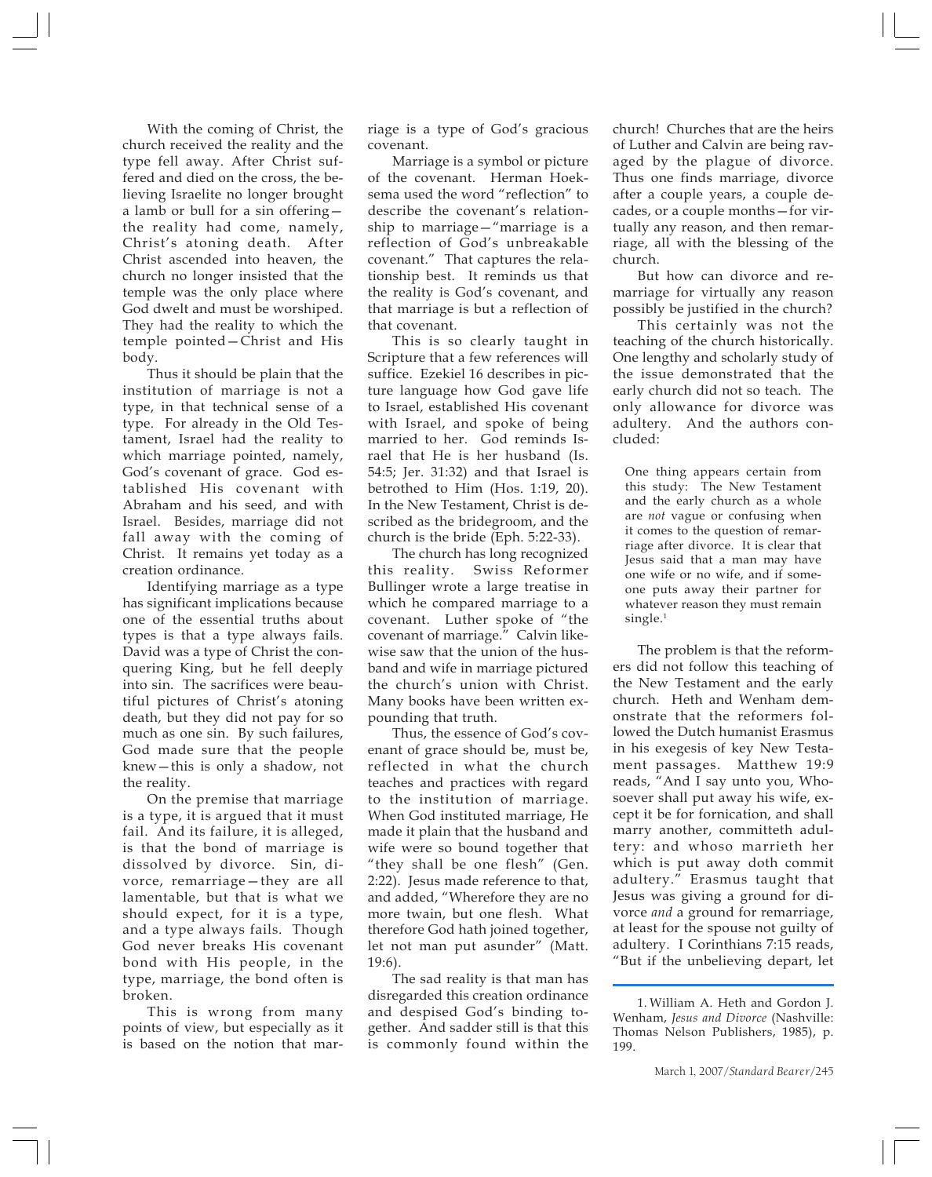With the coming of Christ, the church received the reality and the type fell away. After Christ suffered and died on the cross, the believing Israelite no longer brought a lamb or bull for a sin offering—the reality had come, namely, Christ's atoning death. After Christ ascended into heaven, the church no longer insisted that the temple was the only place where God dwelt and must be worshiped. They had the reality to which the temple pointed—Christ and His body.

Thus it should be plain that the institution of marriage is not a type, in that technical sense of a type. For already in the Old Testament, Israel had the reality to which marriage pointed, namely, God's covenant of grace. God established His covenant with Abraham and his seed, and with Israel. Besides, marriage did not fall away with the coming of Christ. It remains yet today as a creation ordinance.

Identifying marriage as a type has significant implications because one of the essential truths about types is that a type always fails. David was a type of Christ the conquering King, but he fell deeply into sin. The sacrifices were beautiful pictures of Christ's atoning death, but they did not pay for so much as one sin. By such failures, God made sure that the people knew—this is only a shadow, not the reality.

On the premise that marriage is a type, it is argued that it must fail. And its failure, it is alleged, is that the bond of marriage is dissolved by divorce. Sin, divorce, remarriage—they are all lamentable, but that is what we should expect, for it is a type, and a type always fails. Though God never breaks His covenant bond with His people, in the type, marriage, the bond often is broken.

This is wrong from many points of view, but especially as it is based on the notion that marriage is a type of God's gracious covenant.

Marriage is a symbol or picture of the covenant. Herman Hoeksema used the word "reflection" to describe the covenant's relationship to marriage—"marriage is a reflection of God's unbreakable covenant." That captures the relationship best. It reminds us that the reality is God's covenant, and that marriage is but a reflection of that covenant.

This is so clearly taught in Scripture that a few references will suffice. Ezekiel 16 describes in picture language how God gave life to Israel, established His covenant with Israel, and spoke of being married to her. God reminds Israel that He is her husband (Is. 54:5; Jer. 31:32) and that Israel is betrothed to Him (Hos. 1:19, 20). In the New Testament, Christ is described as the bridegroom, and the church is the bride (Eph. 5:22-33).

The church has long recognized this reality. Swiss Reformer Bullinger wrote a large treatise in which he compared marriage to a covenant. Luther spoke of "the covenant of marriage." Calvin likewise saw that the union of the husband and wife in marriage pictured the church's union with Christ. Many books have been written expounding that truth.

Thus, the essence of God's covenant of grace should be, must be, reflected in what the church teaches and practices with regard to the institution of marriage. When God instituted marriage, He made it plain that the husband and wife were so bound together that "they shall be one flesh" (Gen. 2:22). Jesus made reference to that, and added, "Wherefore they are no more twain, but one flesh. What therefore God hath joined together, let not man put asunder" (Matt. 19:6).

The sad reality is that man has disregarded this creation ordinance and despised God's binding together. And sadder still is that this is commonly found within the church! Churches that are the heirs of Luther and Calvin are being ravaged by the plague of divorce. Thus one finds marriage, divorce after a couple years, a couple decades, or a couple months—for virtually any reason, and then remarriage, all with the blessing of the church.

But how can divorce and remarriage for virtually any reason possibly be justified in the church?

This certainly was not the teaching of the church historically. One lengthy and scholarly study of the issue demonstrated that the early church did not so teach. The only allowance for divorce was adultery. And the authors concluded:

> One thing appears certain from this study: The New Testament and the early church as a whole are *not* vague or confusing when it comes to the question of remarriage after divorce. It is clear that Jesus said that a man may have one wife or no wife, and if someone puts away their partner for whatever reason they must remain single.[1]

The problem is that the reformers did not follow this teaching of the New Testament and the early church. Heth and Wenham demonstrate that the reformers followed the Dutch humanist Erasmus in his exegesis of key New Testament passages. Matthew 19:9 reads, "And I say unto you, Whosoever shall put away his wife, except it be for fornication, and shall marry another, committeth adultery: and whoso marrieth her which is put away doth commit adultery." Erasmus taught that Jesus was giving a ground for divorce *and* a ground for remarriage, at least for the spouse not guilty of adultery. I Corinthians 7:15 reads, "But if the unbelieving depart, let

---

1. William A. Heth and Gordon J. Wenham, *Jesus and Divorce* (Nashville: Thomas Nelson Publishers, 1985), p. 199.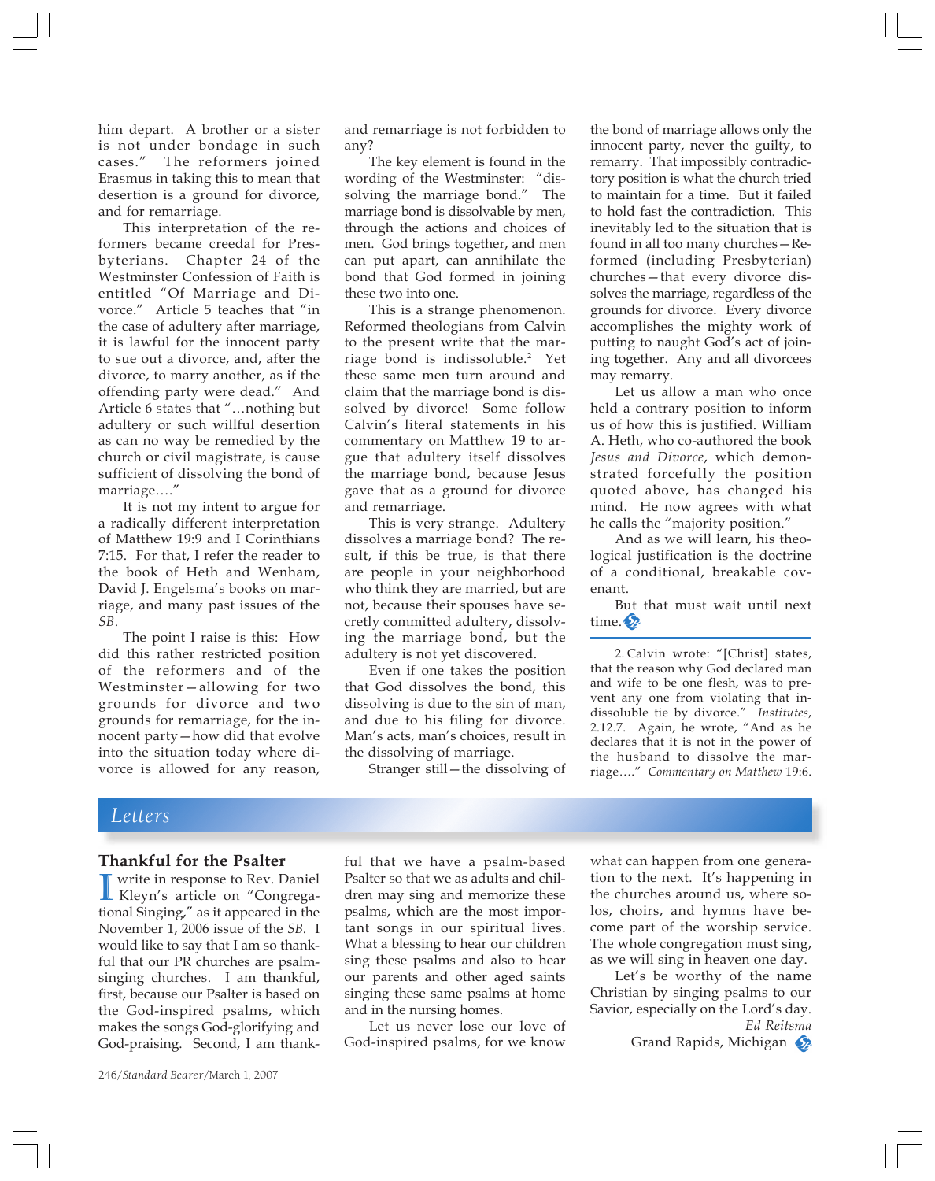him depart. A brother or a sister is not under bondage in such cases." The reformers joined Erasmus in taking this to mean that desertion is a ground for divorce, and for remarriage.

This interpretation of the reformers became creedal for Presbyterians. Chapter 24 of the Westminster Confession of Faith is entitled "Of Marriage and Divorce." Article 5 teaches that "in the case of adultery after marriage, it is lawful for the innocent party to sue out a divorce, and, after the divorce, to marry another, as if the offending party were dead." And Article 6 states that "…nothing but adultery or such willful desertion as can no way be remedied by the church or civil magistrate, is cause sufficient of dissolving the bond of marriage…."

It is not my intent to argue for a radically different interpretation of Matthew 19:9 and I Corinthians 7:15. For that, I refer the reader to the book of Heth and Wenham, David J. Engelsma's books on marriage, and many past issues of the *SB*.

The point I raise is this: How did this rather restricted position of the reformers and of the Westminster—allowing for two grounds for divorce and two grounds for remarriage, for the innocent party—how did that evolve into the situation today where divorce is allowed for any reason, and remarriage is not forbidden to any?

The key element is found in the wording of the Westminster: "dissolving the marriage bond." The marriage bond is dissolvable by men, through the actions and choices of men. God brings together, and men can put apart, can annihilate the bond that God formed in joining these two into one.

This is a strange phenomenon. Reformed theologians from Calvin to the present write that the marriage bond is indissoluble.[2] Yet these same men turn around and claim that the marriage bond is dissolved by divorce! Some follow Calvin's literal statements in his commentary on Matthew 19 to argue that adultery itself dissolves the marriage bond, because Jesus gave that as a ground for divorce and remarriage.

This is very strange. Adultery dissolves a marriage bond? The result, if this be true, is that there are people in your neighborhood who think they are married, but are not, because their spouses have secretly committed adultery, dissolving the marriage bond, but the adultery is not yet discovered.

Even if one takes the position that God dissolves the bond, this dissolving is due to the sin of man, and due to his filing for divorce. Man's acts, man's choices, result in the dissolving of marriage.

Stranger still—the dissolving of the bond of marriage allows only the innocent party, never the guilty, to remarry. That impossibly contradictory position is what the church tried to maintain for a time. But it failed to hold fast the contradiction. This inevitably led to the situation that is found in all too many churches—Reformed (including Presbyterian) churches—that every divorce dissolves the marriage, regardless of the grounds for divorce. Every divorce accomplishes the mighty work of putting to naught God's act of joining together. Any and all divorcees may remarry.

Let us allow a man who once held a contrary position to inform us of how this is justified. William A. Heth, who co-authored the book *Jesus and Divorce*, which demonstrated forcefully the position quoted above, has changed his mind. He now agrees with what he calls the "majority position."

And as we will learn, his theological justification is the doctrine of a conditional, breakable covenant.

But that must wait until next time.

---

2. Calvin wrote: "[Christ] states, that the reason why God declared man and wife to be one flesh, was to prevent any one from violating that indissoluble tie by divorce." *Institutes*, 2.12.7. Again, he wrote, "And as he declares that it is not in the power of the husband to dissolve the marriage…." *Commentary on Matthew* 19:6.

# Letters

## Thankful for the Psalter

I write in response to Rev. Daniel Kleyn's article on "Congregational Singing," as it appeared in the November 1, 2006 issue of the *SB*. I would like to say that I am so thankful that our PR churches are psalm-singing churches. I am thankful, first, because our Psalter is based on the God-inspired psalms, which makes the songs God-glorifying and God-praising. Second, I am thankful that we have a psalm-based Psalter so that we as adults and children may sing and memorize these psalms, which are the most important songs in our spiritual lives. What a blessing to hear our children sing these psalms and also to hear our parents and other aged saints singing these same psalms at home and in the nursing homes.

Let us never lose our love of God-inspired psalms, for we know what can happen from one generation to the next. It's happening in the churches around us, where solos, choirs, and hymns have become part of the worship service. The whole congregation must sing, as we will sing in heaven one day.

Let's be worthy of the name Christian by singing psalms to our Savior, especially on the Lord's day.

*Ed Reitsma*
Grand Rapids, Michigan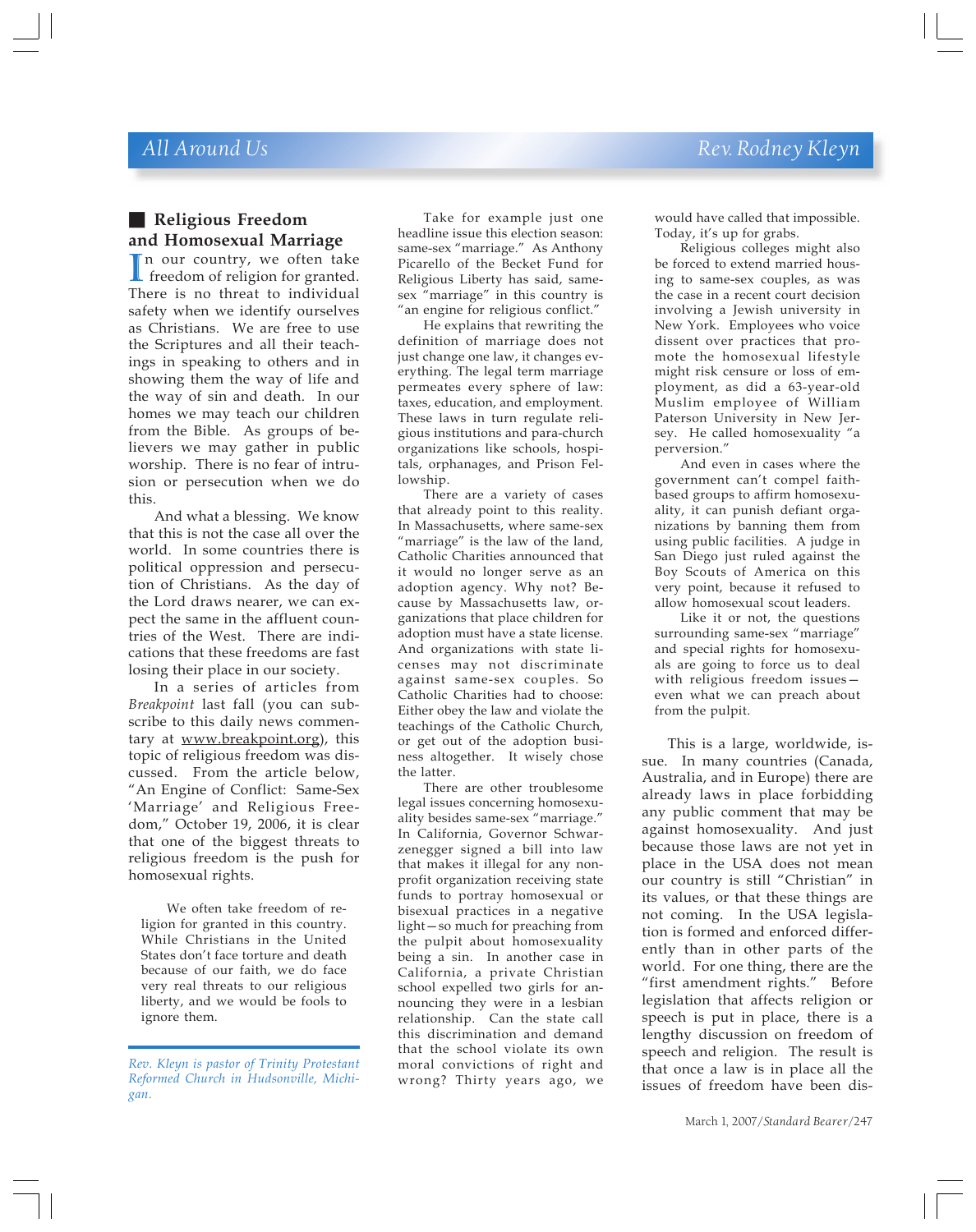## All Around Us

Rev. Rodney Kleyn

### Religious Freedom and Homosexual Marriage

In our country, we often take freedom of religion for granted. There is no threat to individual safety when we identify ourselves as Christians. We are free to use the Scriptures and all their teachings in speaking to others and in showing them the way of life and the way of sin and death. In our homes we may teach our children from the Bible. As groups of believers we may gather in public worship. There is no fear of intrusion or persecution when we do this.

And what a blessing. We know that this is not the case all over the world. In some countries there is political oppression and persecution of Christians. As the day of the Lord draws nearer, we can expect the same in the affluent countries of the West. There are indications that these freedoms are fast losing their place in our society.

In a series of articles from *Breakpoint* last fall (you can subscribe to this daily news commentary at www.breakpoint.org), this topic of religious freedom was discussed. From the article below, "An Engine of Conflict: Same-Sex 'Marriage' and Religious Freedom," October 19, 2006, it is clear that one of the biggest threats to religious freedom is the push for homosexual rights.

> We often take freedom of religion for granted in this country. While Christians in the United States don't face torture and death because of our faith, we do face very real threats to our religious liberty, and we would be fools to ignore them.
>
> Take for example just one headline issue this election season: same-sex "marriage." As Anthony Picarello of the Becket Fund for Religious Liberty has said, same-sex "marriage" in this country is "an engine for religious conflict."
>
> He explains that rewriting the definition of marriage does not just change one law, it changes everything. The legal term marriage permeates every sphere of law: taxes, education, and employment. These laws in turn regulate religious institutions and para-church organizations like schools, hospitals, orphanages, and Prison Fellowship.
>
> There are a variety of cases that already point to this reality. In Massachusetts, where same-sex "marriage" is the law of the land, Catholic Charities announced that it would no longer serve as an adoption agency. Why not? Because by Massachusetts law, organizations that place children for adoption must have a state license. And organizations with state licenses may not discriminate against same-sex couples. So Catholic Charities had to choose: Either obey the law and violate the teachings of the Catholic Church, or get out of the adoption business altogether. It wisely chose the latter.
>
> There are other troublesome legal issues concerning homosexuality besides same-sex "marriage." In California, Governor Schwarzenegger signed a bill into law that makes it illegal for any non-profit organization receiving state funds to portray homosexual or bisexual practices in a negative light—so much for preaching from the pulpit about homosexuality being a sin. In another case in California, a private Christian school expelled two girls for announcing they were in a lesbian relationship. Can the state call this discrimination and demand that the school violate its own moral convictions of right and wrong? Thirty years ago, we would have called that impossible. Today, it's up for grabs.
>
> Religious colleges might also be forced to extend married housing to same-sex couples, as was the case in a recent court decision involving a Jewish university in New York. Employees who voice dissent over practices that promote the homosexual lifestyle might risk censure or loss of employment, as did a 63-year-old Muslim employee of William Paterson University in New Jersey. He called homosexuality "a perversion."
>
> And even in cases where the government can't compel faith-based groups to affirm homosexuality, it can punish defiant organizations by banning them from using public facilities. A judge in San Diego just ruled against the Boy Scouts of America on this very point, because it refused to allow homosexual scout leaders.
>
> Like it or not, the questions surrounding same-sex "marriage" and special rights for homosexuals are going to force us to deal with religious freedom issues—even what we can preach about from the pulpit.

This is a large, worldwide, issue. In many countries (Canada, Australia, and in Europe) there are already laws in place forbidding any public comment that may be against homosexuality. And just because those laws are not yet in place in the USA does not mean our country is still "Christian" in its values, or that these things are not coming. In the USA legislation is formed and enforced differently than in other parts of the world. For one thing, there are the "first amendment rights." Before legislation that affects religion or speech is put in place, there is a lengthy discussion on freedom of speech and religion. The result is that once a law is in place all the issues of freedom have been dis-

*Rev. Kleyn is pastor of Trinity Protestant Reformed Church in Hudsonville, Michigan.*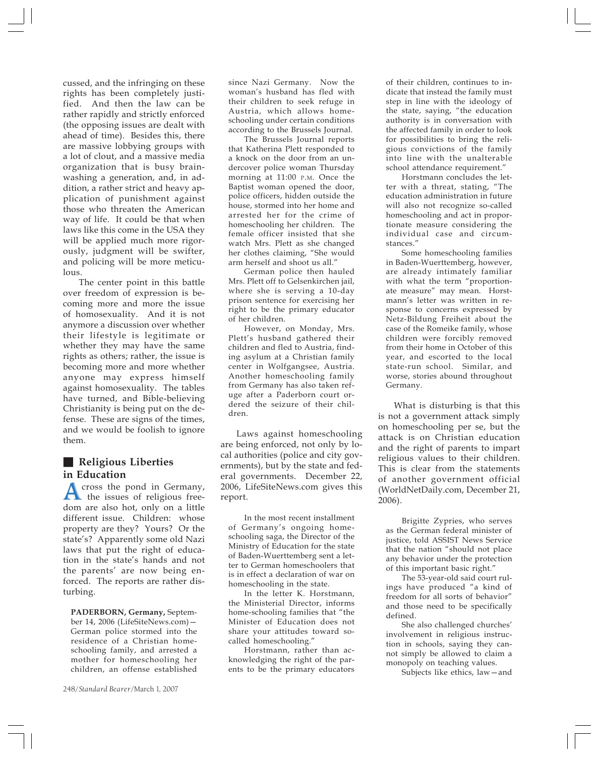cussed, and the infringing on these rights has been completely justified. And then the law can be rather rapidly and strictly enforced (the opposing issues are dealt with ahead of time). Besides this, there are massive lobbying groups with a lot of clout, and a massive media organization that is busy brainwashing a generation, and, in addition, a rather strict and heavy application of punishment against those who threaten the American way of life. It could be that when laws like this come in the USA they will be applied much more rigorously, judgment will be swifter, and policing will be more meticulous.

The center point in this battle over freedom of expression is becoming more and more the issue of homosexuality. And it is not anymore a discussion over whether their lifestyle is legitimate or whether they may have the same rights as others; rather, the issue is becoming more and more whether anyone may express himself against homosexuality. The tables have turned, and Bible-believing Christianity is being put on the defense. These are signs of the times, and we would be foolish to ignore them.

## Religious Liberties in Education

Across the pond in Germany, the issues of religious freedom are also hot, only on a little different issue. Children: whose property are they? Yours? Or the state's? Apparently some old Nazi laws that put the right of education in the state's hands and not the parents' are now being enforced. The reports are rather disturbing.

> **PADERBORN, Germany,** September 14, 2006 (LifeSiteNews.com)—German police stormed into the residence of a Christian homeschooling family, and arrested a mother for homeschooling her children, an offense established since Nazi Germany. Now the woman's husband has fled with their children to seek refuge in Austria, which allows homeschooling under certain conditions according to the Brussels Journal.
>
> The Brussels Journal reports that Katherina Plett responded to a knock on the door from an undercover police woman Thursday morning at 11:00 P.M. Once the Baptist woman opened the door, police officers, hidden outside the house, stormed into her home and arrested her for the crime of homeschooling her children. The female officer insisted that she watch Mrs. Plett as she changed her clothes claiming, "She would arm herself and shoot us all."
>
> German police then hauled Mrs. Plett off to Gelsenkirchen jail, where she is serving a 10-day prison sentence for exercising her right to be the primary educator of her children.
>
> However, on Monday, Mrs. Plett's husband gathered their children and fled to Austria, finding asylum at a Christian family center in Wolfgangsee, Austria. Another homeschooling family from Germany has also taken refuge after a Paderborn court ordered the seizure of their children.

Laws against homeschooling are being enforced, not only by local authorities (police and city governments), but by the state and federal governments. December 22, 2006, LifeSiteNews.com gives this report.

> In the most recent installment of Germany's ongoing homeschooling saga, the Director of the Ministry of Education for the state of Baden-Wuerttemberg sent a letter to German homeschoolers that is in effect a declaration of war on homeschooling in the state.
>
> In the letter K. Horstmann, the Ministerial Director, informs home-schooling families that "the Minister of Education does not share your attitudes toward so-called homeschooling."
>
> Horstmann, rather than acknowledging the right of the parents to be the primary educators of their children, continues to indicate that instead the family must step in line with the ideology of the state, saying, "the education authority is in conversation with the affected family in order to look for possibilities to bring the religious convictions of the family into line with the unalterable school attendance requirement."
>
> Horstmann concludes the letter with a threat, stating, "The education administration in future will also not recognize so-called homeschooling and act in proportionate measure considering the individual case and circumstances."
>
> Some homeschooling families in Baden-Wuerttemberg, however, are already intimately familiar with what the term "proportionate measure" may mean. Horstmann's letter was written in response to concerns expressed by Netz-Bildung Freiheit about the case of the Romeike family, whose children were forcibly removed from their home in October of this year, and escorted to the local state-run school. Similar, and worse, stories abound throughout Germany.

What is disturbing is that this is not a government attack simply on homeschooling per se, but the attack is on Christian education and the right of parents to impart religious values to their children. This is clear from the statements of another government official (WorldNetDaily.com, December 21, 2006).

> Brigitte Zypries, who serves as the German federal minister of justice, told ASSIST News Service that the nation "should not place any behavior under the protection of this important basic right."
>
> The 53-year-old said court rulings have produced "a kind of freedom for all sorts of behavior" and those need to be specifically defined.
>
> She also challenged churches' involvement in religious instruction in schools, saying they cannot simply be allowed to claim a monopoly on teaching values.
>
> Subjects like ethics, law—and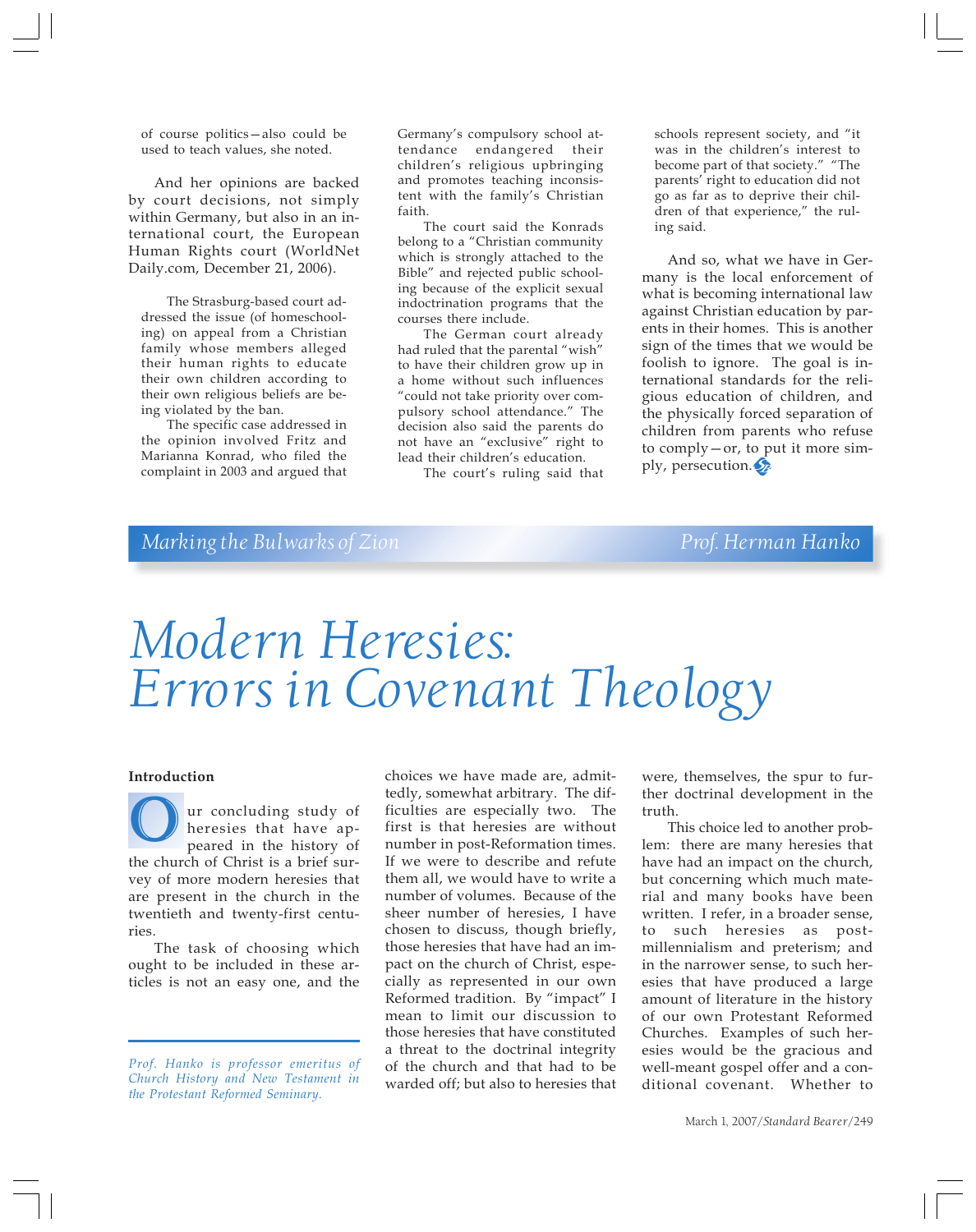of course politics—also could be used to teach values, she noted.

And her opinions are backed by court decisions, not simply within Germany, but also in an international court, the European Human Rights court (WorldNet Daily.com, December 21, 2006).

> The Strasburg-based court addressed the issue (of homeschooling) on appeal from a Christian family whose members alleged their human rights to educate their own children according to their own religious beliefs are being violated by the ban.
>
> The specific case addressed in the opinion involved Fritz and Marianna Konrad, who filed the complaint in 2003 and argued that Germany's compulsory school attendance endangered their children's religious upbringing and promotes teaching inconsistent with the family's Christian faith.
>
> The court said the Konrads belong to a "Christian community which is strongly attached to the Bible" and rejected public schooling because of the explicit sexual indoctrination programs that the courses there include.
>
> The German court already had ruled that the parental "wish" to have their children grow up in a home without such influences "could not take priority over compulsory school attendance." The decision also said the parents do not have an "exclusive" right to lead their children's education.
>
> The court's ruling said that schools represent society, and "it was in the children's interest to become part of that society." "The parents' right to education did not go as far as to deprive their children of that experience," the ruling said.

And so, what we have in Germany is the local enforcement of what is becoming international law against Christian education by parents in their homes. This is another sign of the times that we would be foolish to ignore. The goal is international standards for the religious education of children, and the physically forced separation of children from parents who refuse to comply—or, to put it more simply, persecution.

*Marking the Bulwarks of Zion* — *Prof. Herman Hanko*

# *Modern Heresies: Errors in Covenant Theology*

**Introduction**

Our concluding study of heresies that have appeared in the history of the church of Christ is a brief survey of more modern heresies that are present in the church in the twentieth and twenty-first centuries.

The task of choosing which ought to be included in these articles is not an easy one, and the choices we have made are, admittedly, somewhat arbitrary. The difficulties are especially two. The first is that heresies are without number in post-Reformation times. If we were to describe and refute them all, we would have to write a number of volumes. Because of the sheer number of heresies, I have chosen to discuss, though briefly, those heresies that have had an impact on the church of Christ, especially as represented in our own Reformed tradition. By "impact" I mean to limit our discussion to those heresies that have constituted a threat to the doctrinal integrity of the church and that had to be warded off; but also to heresies that were, themselves, the spur to further doctrinal development in the truth.

This choice led to another problem: there are many heresies that have had an impact on the church, but concerning which much material and many books have been written. I refer, in a broader sense, to such heresies as postmillennialism and preterism; and in the narrower sense, to such heresies that have produced a large amount of literature in the history of our own Protestant Reformed Churches. Examples of such heresies would be the gracious and well-meant gospel offer and a conditional covenant. Whether to

*Prof. Hanko is professor emeritus of Church History and New Testament in the Protestant Reformed Seminary.*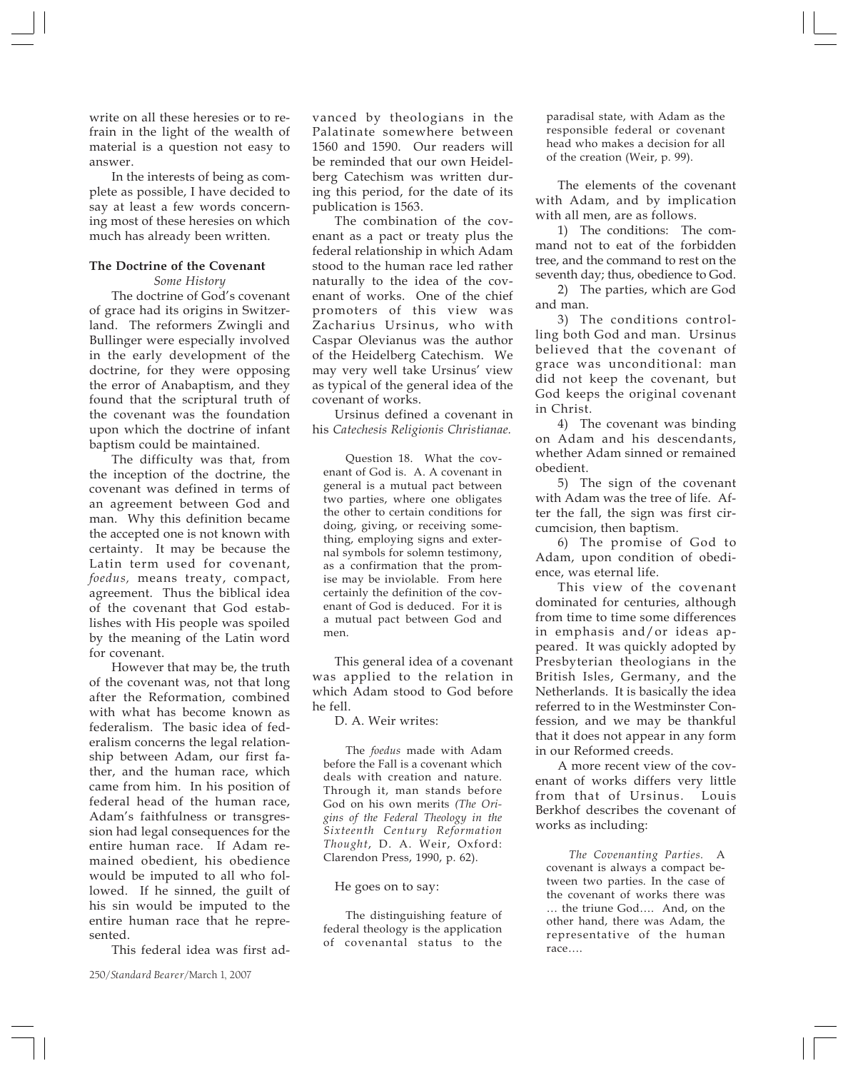write on all these heresies or to refrain in the light of the wealth of material is a question not easy to answer.

In the interests of being as complete as possible, I have decided to say at least a few words concerning most of these heresies on which much has already been written.

**The Doctrine of the Covenant**

*Some History*

The doctrine of God's covenant of grace had its origins in Switzerland. The reformers Zwingli and Bullinger were especially involved in the early development of the doctrine, for they were opposing the error of Anabaptism, and they found that the scriptural truth of the covenant was the foundation upon which the doctrine of infant baptism could be maintained.

The difficulty was that, from the inception of the doctrine, the covenant was defined in terms of an agreement between God and man. Why this definition became the accepted one is not known with certainty. It may be because the Latin term used for covenant, *foedus,* means treaty, compact, agreement. Thus the biblical idea of the covenant that God establishes with His people was spoiled by the meaning of the Latin word for covenant.

However that may be, the truth of the covenant was, not that long after the Reformation, combined with what has become known as federalism. The basic idea of federalism concerns the legal relationship between Adam, our first father, and the human race, which came from him. In his position of federal head of the human race, Adam's faithfulness or transgression had legal consequences for the entire human race. If Adam remained obedient, his obedience would be imputed to all who followed. If he sinned, the guilt of his sin would be imputed to the entire human race that he represented.

This federal idea was first advanced by theologians in the Palatinate somewhere between 1560 and 1590. Our readers will be reminded that our own Heidelberg Catechism was written during this period, for the date of its publication is 1563.

The combination of the covenant as a pact or treaty plus the federal relationship in which Adam stood to the human race led rather naturally to the idea of the covenant of works. One of the chief promoters of this view was Zacharius Ursinus, who with Caspar Olevianus was the author of the Heidelberg Catechism. We may very well take Ursinus' view as typical of the general idea of the covenant of works.

Ursinus defined a covenant in his *Catechesis Religionis Christianae.*

> Question 18. What the covenant of God is. A. A covenant in general is a mutual pact between two parties, where one obligates the other to certain conditions for doing, giving, or receiving something, employing signs and external symbols for solemn testimony, as a confirmation that the promise may be inviolable. From here certainly the definition of the covenant of God is deduced. For it is a mutual pact between God and men.

This general idea of a covenant was applied to the relation in which Adam stood to God before he fell.

D. A. Weir writes:

> The *foedus* made with Adam before the Fall is a covenant which deals with creation and nature. Through it, man stands before God on his own merits *(The Origins of the Federal Theology in the Sixteenth Century Reformation Thought*, D. A. Weir, Oxford: Clarendon Press, 1990, p. 62).

He goes on to say:

> The distinguishing feature of federal theology is the application of covenantal status to the paradisal state, with Adam as the responsible federal or covenant head who makes a decision for all of the creation (Weir, p. 99).

The elements of the covenant with Adam, and by implication with all men, are as follows.

1) The conditions: The command not to eat of the forbidden tree, and the command to rest on the seventh day; thus, obedience to God.

2) The parties, which are God and man.

3) The conditions controlling both God and man. Ursinus believed that the covenant of grace was unconditional: man did not keep the covenant, but God keeps the original covenant in Christ.

4) The covenant was binding on Adam and his descendants, whether Adam sinned or remained obedient.

5) The sign of the covenant with Adam was the tree of life. After the fall, the sign was first circumcision, then baptism.

6) The promise of God to Adam, upon condition of obedience, was eternal life.

This view of the covenant dominated for centuries, although from time to time some differences in emphasis and/or ideas appeared. It was quickly adopted by Presbyterian theologians in the British Isles, Germany, and the Netherlands. It is basically the idea referred to in the Westminster Confession, and we may be thankful that it does not appear in any form in our Reformed creeds.

A more recent view of the covenant of works differs very little from that of Ursinus. Louis Berkhof describes the covenant of works as including:

> *The Covenanting Parties.* A covenant is always a compact between two parties. In the case of the covenant of works there was … the triune God…. And, on the other hand, there was Adam, the representative of the human race….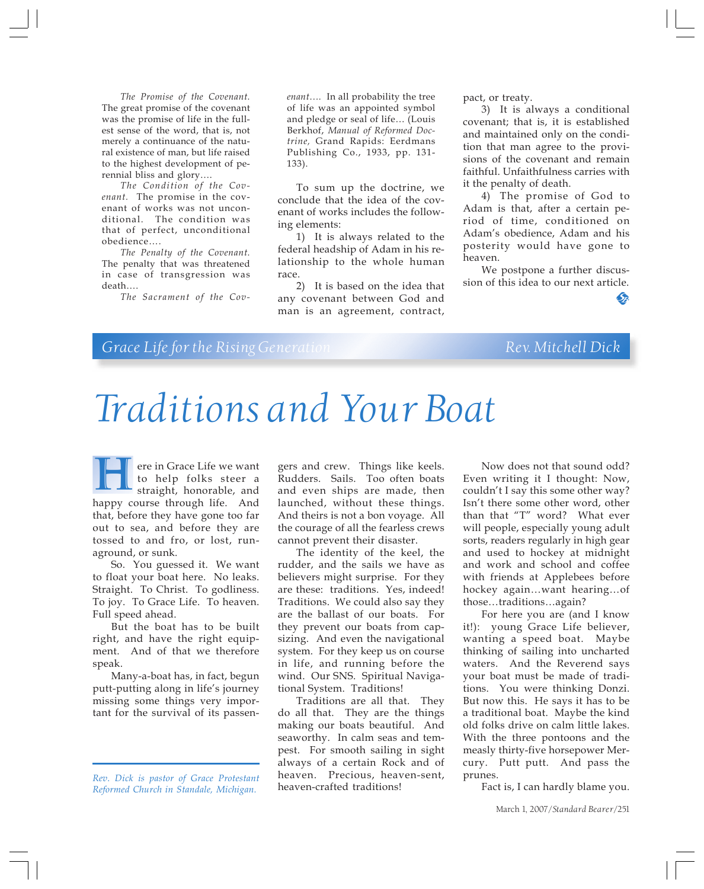*The Promise of the Covenant.* The great promise of the covenant was the promise of life in the fullest sense of the word, that is, not merely a continuance of the natural existence of man, but life raised to the highest development of perennial bliss and glory….

*The Condition of the Covenant.* The promise in the covenant of works was not unconditional. The condition was that of perfect, unconditional obedience….

*The Penalty of the Covenant.* The penalty that was threatened in case of transgression was death….

*The Sacrament of the Covenant….* In all probability the tree of life was an appointed symbol and pledge or seal of life… (Louis Berkhof, *Manual of Reformed Doctrine,* Grand Rapids: Eerdmans Publishing Co., 1933, pp. 131-133).

To sum up the doctrine, we conclude that the idea of the covenant of works includes the following elements:

1) It is always related to the federal headship of Adam in his relationship to the whole human race.

2) It is based on the idea that any covenant between God and man is an agreement, contract, pact, or treaty.

3) It is always a conditional covenant; that is, it is established and maintained only on the condition that man agree to the provisions of the covenant and remain faithful. Unfaithfulness carries with it the penalty of death.

4) The promise of God to Adam is that, after a certain period of time, conditioned on Adam's obedience, Adam and his posterity would have gone to heaven.

We postpone a further discussion of this idea to our next article.

*Grace Life for the Rising Generation* — *Rev. Mitchell Dick*

# Traditions and Your Boat

Here in Grace Life we want to help folks steer a straight, honorable, and happy course through life. And that, before they have gone too far out to sea, and before they are tossed to and fro, or lost, runaground, or sunk.

So. You guessed it. We want to float your boat here. No leaks. Straight. To Christ. To godliness. To joy. To Grace Life. To heaven. Full speed ahead.

But the boat has to be built right, and have the right equipment. And of that we therefore speak.

Many-a-boat has, in fact, begun putt-putting along in life's journey missing some things very important for the survival of its passengers and crew. Things like keels. Rudders. Sails. Too often boats and even ships are made, then launched, without these things. And theirs is not a bon voyage. All the courage of all the fearless crews cannot prevent their disaster.

The identity of the keel, the rudder, and the sails we have as believers might surprise. For they are these: traditions. Yes, indeed! Traditions. We could also say they are the ballast of our boats. For they prevent our boats from capsizing. And even the navigational system. For they keep us on course in life, and running before the wind. Our SNS. Spiritual Navigational System. Traditions!

Traditions are all that. They do all that. They are the things making our boats beautiful. And seaworthy. In calm seas and tempest. For smooth sailing in sight always of a certain Rock and of heaven. Precious, heaven-sent, heaven-crafted traditions!

Now does not that sound odd? Even writing it I thought: Now, couldn't I say this some other way? Isn't there some other word, other than that "T" word? What ever will people, especially young adult sorts, readers regularly in high gear and used to hockey at midnight and work and school and coffee with friends at Applebees before hockey again…want hearing…of those…traditions…again?

For here you are (and I know it!): young Grace Life believer, wanting a speed boat. Maybe thinking of sailing into uncharted waters. And the Reverend says your boat must be made of traditions. You were thinking Donzi. But now this. He says it has to be a traditional boat. Maybe the kind old folks drive on calm little lakes. With the three pontoons and the measly thirty-five horsepower Mercury. Putt putt. And pass the prunes.

Fact is, I can hardly blame you.

---

*Rev. Dick is pastor of Grace Protestant Reformed Church in Standale, Michigan.*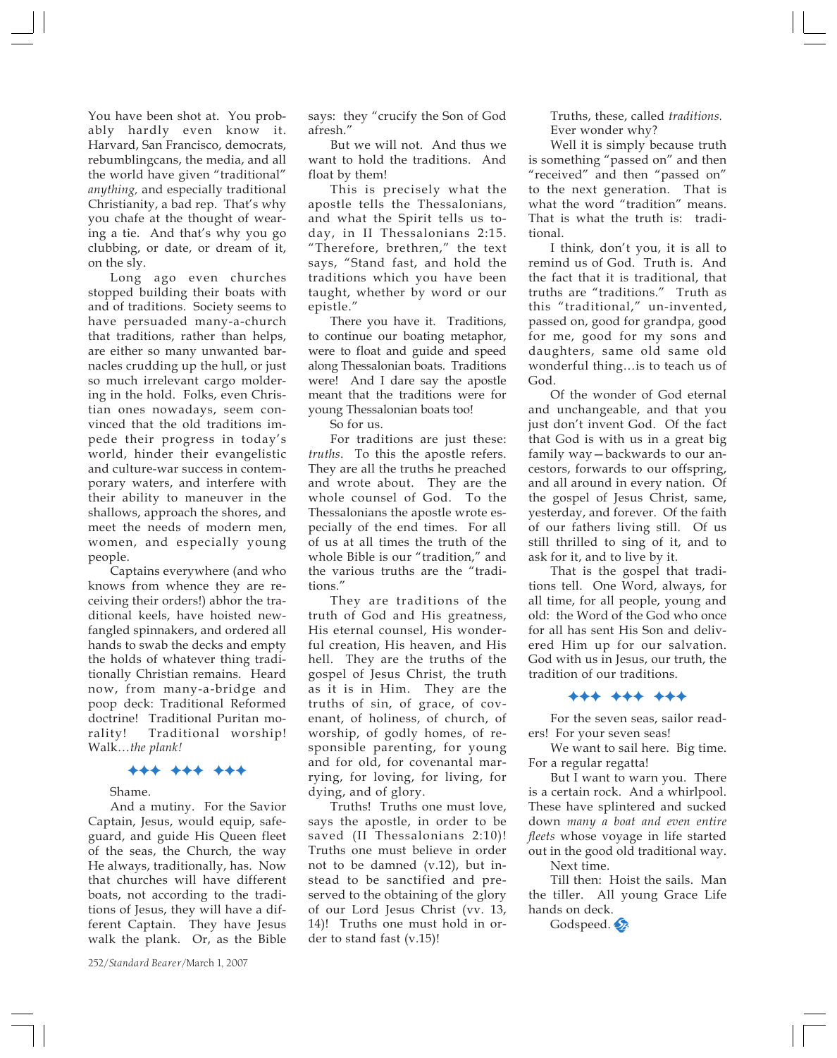You have been shot at. You probably hardly even know it. Harvard, San Francisco, democrats, rebumblingcans, the media, and all the world have given "traditional" *anything,* and especially traditional Christianity, a bad rep. That's why you chafe at the thought of wearing a tie. And that's why you go clubbing, or date, or dream of it, on the sly.

Long ago even churches stopped building their boats with and of traditions. Society seems to have persuaded many-a-church that traditions, rather than helps, are either so many unwanted barnacles crudding up the hull, or just so much irrelevant cargo moldering in the hold. Folks, even Christian ones nowadays, seem convinced that the old traditions impede their progress in today's world, hinder their evangelistic and culture-war success in contemporary waters, and interfere with their ability to maneuver in the shallows, approach the shores, and meet the needs of modern men, women, and especially young people.

Captains everywhere (and who knows from whence they are receiving their orders!) abhor the traditional keels, have hoisted newfangled spinnakers, and ordered all hands to swab the decks and empty the holds of whatever thing traditionally Christian remains. Heard now, from many-a-bridge and poop deck: Traditional Reformed doctrine! Traditional Puritan morality! Traditional worship! Walk…*the plank!*

✦✦✦ ✦✦✦ ✦✦✦

Shame.

And a mutiny. For the Savior Captain, Jesus, would equip, safeguard, and guide His Queen fleet of the seas, the Church, the way He always, traditionally, has. Now that churches will have different boats, not according to the traditions of Jesus, they will have a different Captain. They have Jesus walk the plank. Or, as the Bible says: they "crucify the Son of God afresh."

But we will not. And thus we want to hold the traditions. And float by them!

This is precisely what the apostle tells the Thessalonians, and what the Spirit tells us today, in II Thessalonians 2:15. "Therefore, brethren," the text says, "Stand fast, and hold the traditions which you have been taught, whether by word or our epistle."

There you have it. Traditions, to continue our boating metaphor, were to float and guide and speed along Thessalonian boats. Traditions were! And I dare say the apostle meant that the traditions were for young Thessalonian boats too!

So for us.

For traditions are just these: *truths*. To this the apostle refers. They are all the truths he preached and wrote about. They are the whole counsel of God. To the Thessalonians the apostle wrote especially of the end times. For all of us at all times the truth of the whole Bible is our "tradition," and the various truths are the "traditions."

They are traditions of the truth of God and His greatness, His eternal counsel, His wonderful creation, His heaven, and His hell. They are the truths of the gospel of Jesus Christ, the truth as it is in Him. They are the truths of sin, of grace, of covenant, of holiness, of church, of worship, of godly homes, of responsible parenting, for young and for old, for covenantal marrying, for loving, for living, for dying, and of glory.

Truths! Truths one must love, says the apostle, in order to be saved (II Thessalonians 2:10)! Truths one must believe in order not to be damned (v.12), but instead to be sanctified and preserved to the obtaining of the glory of our Lord Jesus Christ (vv. 13, 14)! Truths one must hold in order to stand fast (v.15)!

Truths, these, called *traditions.*

Ever wonder why?

Well it is simply because truth is something "passed on" and then "received" and then "passed on" to the next generation. That is what the word "tradition" means. That is what the truth is: traditional.

I think, don't you, it is all to remind us of God. Truth is. And the fact that it is traditional, that truths are "traditions." Truth as this "traditional," un-invented, passed on, good for grandpa, good for me, good for my sons and daughters, same old same old wonderful thing…is to teach us of God.

Of the wonder of God eternal and unchangeable, and that you just don't invent God. Of the fact that God is with us in a great big family way—backwards to our ancestors, forwards to our offspring, and all around in every nation. Of the gospel of Jesus Christ, same, yesterday, and forever. Of the faith of our fathers living still. Of us still thrilled to sing of it, and to ask for it, and to live by it.

That is the gospel that traditions tell. One Word, always, for all time, for all people, young and old: the Word of the God who once for all has sent His Son and delivered Him up for our salvation. God with us in Jesus, our truth, the tradition of our traditions.

✦✦✦ ✦✦✦ ✦✦✦

For the seven seas, sailor readers! For your seven seas!

We want to sail here. Big time. For a regular regatta!

But I want to warn you. There is a certain rock. And a whirlpool. These have splintered and sucked down *many a boat and even entire fleets* whose voyage in life started out in the good old traditional way.

Next time.

Till then: Hoist the sails. Man the tiller. All young Grace Life hands on deck.

Godspeed.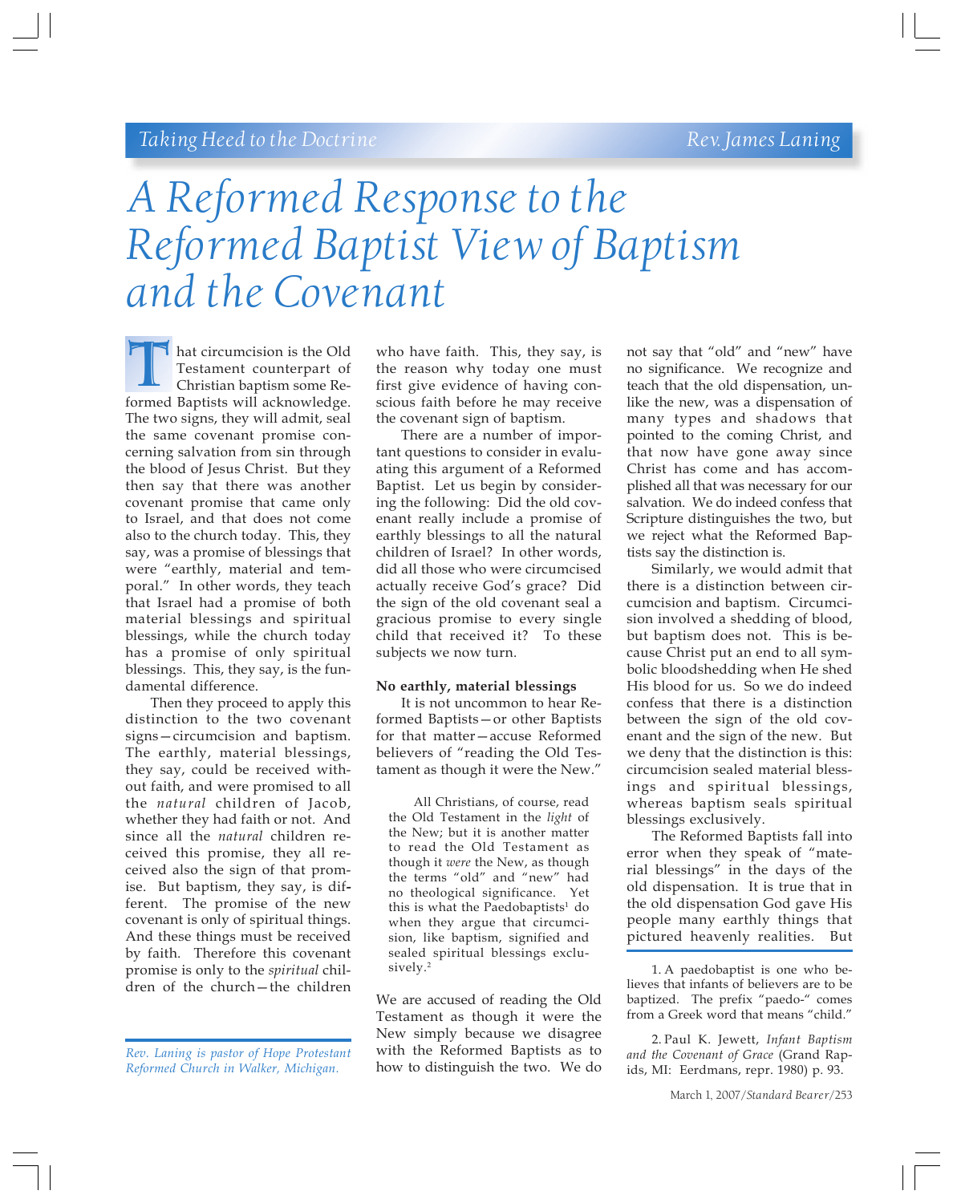Taking Heed to the Doctrine — Rev. James Laning

# A Reformed Response to the Reformed Baptist View of Baptism and the Covenant

That circumcision is the Old Testament counterpart of Christian baptism some Reformed Baptists will acknowledge. The two signs, they will admit, seal the same covenant promise concerning salvation from sin through the blood of Jesus Christ. But they then say that there was another covenant promise that came only to Israel, and that does not come also to the church today. This, they say, was a promise of blessings that were "earthly, material and temporal." In other words, they teach that Israel had a promise of both material blessings and spiritual blessings, while the church today has a promise of only spiritual blessings. This, they say, is the fundamental difference.

Then they proceed to apply this distinction to the two covenant signs—circumcision and baptism. The earthly, material blessings, they say, could be received without faith, and were promised to all the *natural* children of Jacob, whether they had faith or not. And since all the *natural* children received this promise, they all received also the sign of that promise. But baptism, they say, is different. The promise of the new covenant is only of spiritual things. And these things must be received by faith. Therefore this covenant promise is only to the *spiritual* children of the church—the children who have faith. This, they say, is the reason why today one must first give evidence of having conscious faith before he may receive the covenant sign of baptism.

There are a number of important questions to consider in evaluating this argument of a Reformed Baptist. Let us begin by considering the following: Did the old covenant really include a promise of earthly blessings to all the natural children of Israel? In other words, did all those who were circumcised actually receive God's grace? Did the sign of the old covenant seal a gracious promise to every single child that received it? To these subjects we now turn.

**No earthly, material blessings**

It is not uncommon to hear Reformed Baptists—or other Baptists for that matter—accuse Reformed believers of "reading the Old Testament as though it were the New."

> All Christians, of course, read the Old Testament in the *light* of the New; but it is another matter to read the Old Testament as though it *were* the New, as though the terms "old" and "new" had no theological significance. Yet this is what the Paedobaptists[1] do when they argue that circumcision, like baptism, signified and sealed spiritual blessings exclusively.[2]

We are accused of reading the Old Testament as though it were the New simply because we disagree with the Reformed Baptists as to how to distinguish the two. We do not say that "old" and "new" have no significance. We recognize and teach that the old dispensation, unlike the new, was a dispensation of many types and shadows that pointed to the coming Christ, and that now have gone away since Christ has come and has accomplished all that was necessary for our salvation. We do indeed confess that Scripture distinguishes the two, but we reject what the Reformed Baptists say the distinction is.

Similarly, we would admit that there is a distinction between circumcision and baptism. Circumcision involved a shedding of blood, but baptism does not. This is because Christ put an end to all symbolic bloodshedding when He shed His blood for us. So we do indeed confess that there is a distinction between the sign of the old covenant and the sign of the new. But we deny that the distinction is this: circumcision sealed material blessings and spiritual blessings, whereas baptism seals spiritual blessings exclusively.

The Reformed Baptists fall into error when they speak of "material blessings" in the days of the old dispensation. It is true that in the old dispensation God gave His people many earthly things that pictured heavenly realities. But

*Rev. Laning is pastor of Hope Protestant Reformed Church in Walker, Michigan.*

1. A paedobaptist is one who believes that infants of believers are to be baptized. The prefix "paedo-" comes from a Greek word that means "child."

2. Paul K. Jewett, *Infant Baptism and the Covenant of Grace* (Grand Rapids, MI: Eerdmans, repr. 1980) p. 93.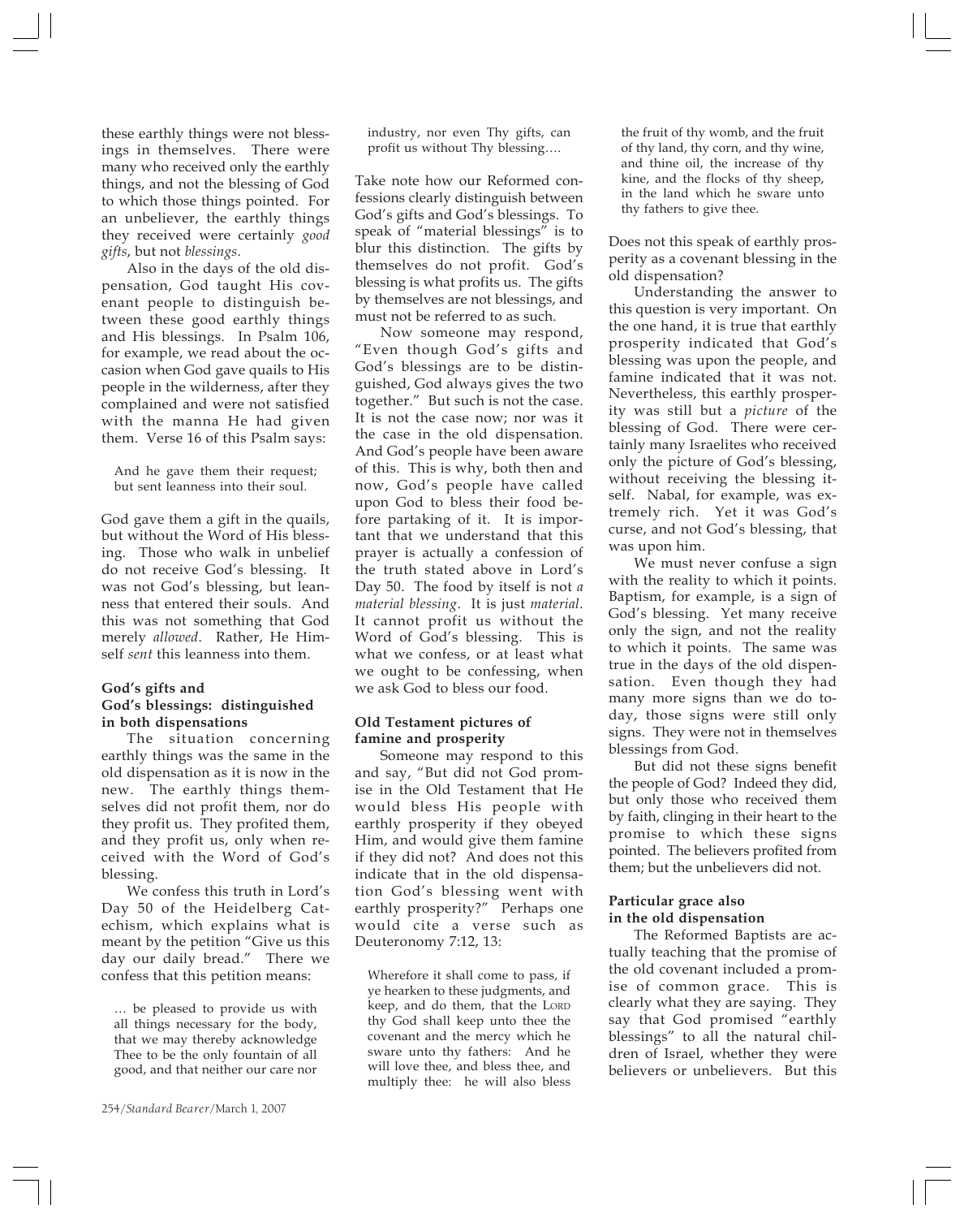these earthly things were not blessings in themselves. There were many who received only the earthly things, and not the blessing of God to which those things pointed. For an unbeliever, the earthly things they received were certainly *good gifts*, but not *blessings*.

Also in the days of the old dispensation, God taught His covenant people to distinguish between these good earthly things and His blessings. In Psalm 106, for example, we read about the occasion when God gave quails to His people in the wilderness, after they complained and were not satisfied with the manna He had given them. Verse 16 of this Psalm says:

> And he gave them their request; but sent leanness into their soul.

God gave them a gift in the quails, but without the Word of His blessing. Those who walk in unbelief do not receive God's blessing. It was not God's blessing, but leanness that entered their souls. And this was not something that God merely *allowed*. Rather, He Himself *sent* this leanness into them.

### God's gifts and God's blessings: distinguished in both dispensations

The situation concerning earthly things was the same in the old dispensation as it is now in the new. The earthly things themselves did not profit them, nor do they profit us. They profited them, and they profit us, only when received with the Word of God's blessing.

We confess this truth in Lord's Day 50 of the Heidelberg Catechism, which explains what is meant by the petition "Give us this day our daily bread." There we confess that this petition means:

> … be pleased to provide us with all things necessary for the body, that we may thereby acknowledge Thee to be the only fountain of all good, and that neither our care nor industry, nor even Thy gifts, can profit us without Thy blessing….

Take note how our Reformed confessions clearly distinguish between God's gifts and God's blessings. To speak of "material blessings" is to blur this distinction. The gifts by themselves do not profit. God's blessing is what profits us. The gifts by themselves are not blessings, and must not be referred to as such.

Now someone may respond, "Even though God's gifts and God's blessings are to be distinguished, God always gives the two together." But such is not the case. It is not the case now; nor was it the case in the old dispensation. And God's people have been aware of this. This is why, both then and now, God's people have called upon God to bless their food before partaking of it. It is important that we understand that this prayer is actually a confession of the truth stated above in Lord's Day 50. The food by itself is not *a material blessing*. It is just *material*. It cannot profit us without the Word of God's blessing. This is what we confess, or at least what we ought to be confessing, when we ask God to bless our food.

### Old Testament pictures of famine and prosperity

Someone may respond to this and say, "But did not God promise in the Old Testament that He would bless His people with earthly prosperity if they obeyed Him, and would give them famine if they did not? And does not this indicate that in the old dispensation God's blessing went with earthly prosperity?" Perhaps one would cite a verse such as Deuteronomy 7:12, 13:

> Wherefore it shall come to pass, if ye hearken to these judgments, and keep, and do them, that the LORD thy God shall keep unto thee the covenant and the mercy which he sware unto thy fathers: And he will love thee, and bless thee, and multiply thee: he will also bless the fruit of thy womb, and the fruit of thy land, thy corn, and thy wine, and thine oil, the increase of thy kine, and the flocks of thy sheep, in the land which he sware unto thy fathers to give thee.

Does not this speak of earthly prosperity as a covenant blessing in the old dispensation?

Understanding the answer to this question is very important. On the one hand, it is true that earthly prosperity indicated that God's blessing was upon the people, and famine indicated that it was not. Nevertheless, this earthly prosperity was still but a *picture* of the blessing of God. There were certainly many Israelites who received only the picture of God's blessing, without receiving the blessing itself. Nabal, for example, was extremely rich. Yet it was God's curse, and not God's blessing, that was upon him.

We must never confuse a sign with the reality to which it points. Baptism, for example, is a sign of God's blessing. Yet many receive only the sign, and not the reality to which it points. The same was true in the days of the old dispensation. Even though they had many more signs than we do today, those signs were still only signs. They were not in themselves blessings from God.

But did not these signs benefit the people of God? Indeed they did, but only those who received them by faith, clinging in their heart to the promise to which these signs pointed. The believers profited from them; but the unbelievers did not.

### Particular grace also in the old dispensation

The Reformed Baptists are actually teaching that the promise of the old covenant included a promise of common grace. This is clearly what they are saying. They say that God promised "earthly blessings" to all the natural children of Israel, whether they were believers or unbelievers. But this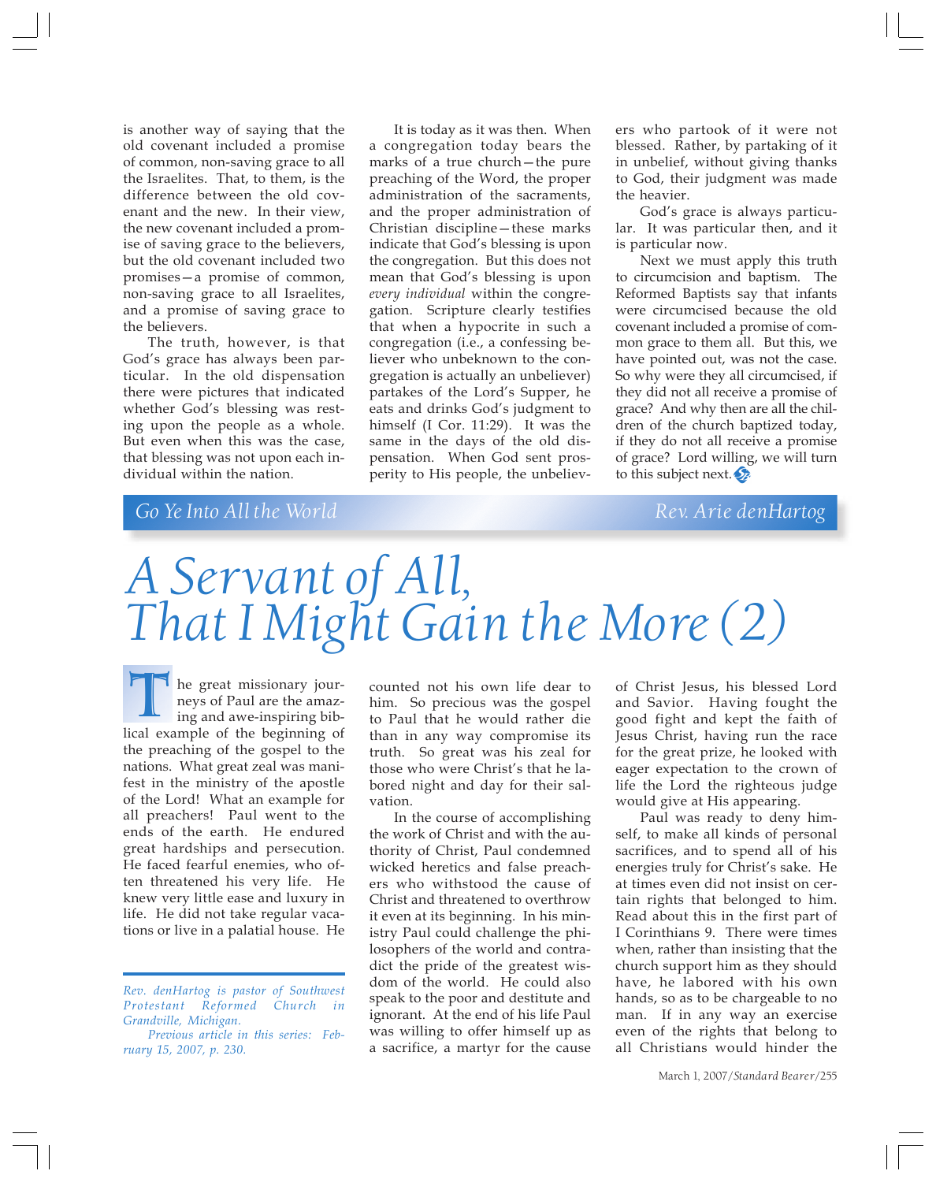is another way of saying that the old covenant included a promise of common, non-saving grace to all the Israelites. That, to them, is the difference between the old covenant and the new. In their view, the new covenant included a promise of saving grace to the believers, but the old covenant included two promises—a promise of common, non-saving grace to all Israelites, and a promise of saving grace to the believers.

The truth, however, is that God's grace has always been particular. In the old dispensation there were pictures that indicated whether God's blessing was resting upon the people as a whole. But even when this was the case, that blessing was not upon each individual within the nation.

It is today as it was then. When a congregation today bears the marks of a true church—the pure preaching of the Word, the proper administration of the sacraments, and the proper administration of Christian discipline—these marks indicate that God's blessing is upon the congregation. But this does not mean that God's blessing is upon *every individual* within the congregation. Scripture clearly testifies that when a hypocrite in such a congregation (i.e., a confessing believer who unbeknown to the congregation is actually an unbeliever) partakes of the Lord's Supper, he eats and drinks God's judgment to himself (I Cor. 11:29). It was the same in the days of the old dispensation. When God sent prosperity to His people, the unbelievers who partook of it were not blessed. Rather, by partaking of it in unbelief, without giving thanks to God, their judgment was made the heavier.

God's grace is always particular. It was particular then, and it is particular now.

Next we must apply this truth to circumcision and baptism. The Reformed Baptists say that infants were circumcised because the old covenant included a promise of common grace to them all. But this, we have pointed out, was not the case. So why were they all circumcised, if they did not all receive a promise of grace? And why then are all the children of the church baptized today, if they do not all receive a promise of grace? Lord willing, we will turn to this subject next.

Go Ye Into All the World — Rev. Arie denHartog

# A Servant of All, That I Might Gain the More (2)

The great missionary journeys of Paul are the amazing and awe-inspiring biblical example of the beginning of the preaching of the gospel to the nations. What great zeal was manifest in the ministry of the apostle of the Lord! What an example for all preachers! Paul went to the ends of the earth. He endured great hardships and persecution. He faced fearful enemies, who often threatened his very life. He knew very little ease and luxury in life. He did not take regular vacations or live in a palatial house. He counted not his own life dear to him. So precious was the gospel to Paul that he would rather die than in any way compromise its truth. So great was his zeal for those who were Christ's that he labored night and day for their salvation.

In the course of accomplishing the work of Christ and with the authority of Christ, Paul condemned wicked heretics and false preachers who withstood the cause of Christ and threatened to overthrow it even at its beginning. In his ministry Paul could challenge the philosophers of the world and contradict the pride of the greatest wisdom of the world. He could also speak to the poor and destitute and ignorant. At the end of his life Paul was willing to offer himself up as a sacrifice, a martyr for the cause of Christ Jesus, his blessed Lord and Savior. Having fought the good fight and kept the faith of Jesus Christ, having run the race for the great prize, he looked with eager expectation to the crown of life the Lord the righteous judge would give at His appearing.

Paul was ready to deny himself, to make all kinds of personal sacrifices, and to spend all of his energies truly for Christ's sake. He at times even did not insist on certain rights that belonged to him. Read about this in the first part of I Corinthians 9. There were times when, rather than insisting that the church support him as they should have, he labored with his own hands, so as to be chargeable to no man. If in any way an exercise even of the rights that belong to all Christians would hinder the

---

*Rev. denHartog is pastor of Southwest Protestant Reformed Church in Grandville, Michigan.*

*Previous article in this series: February 15, 2007, p. 230.*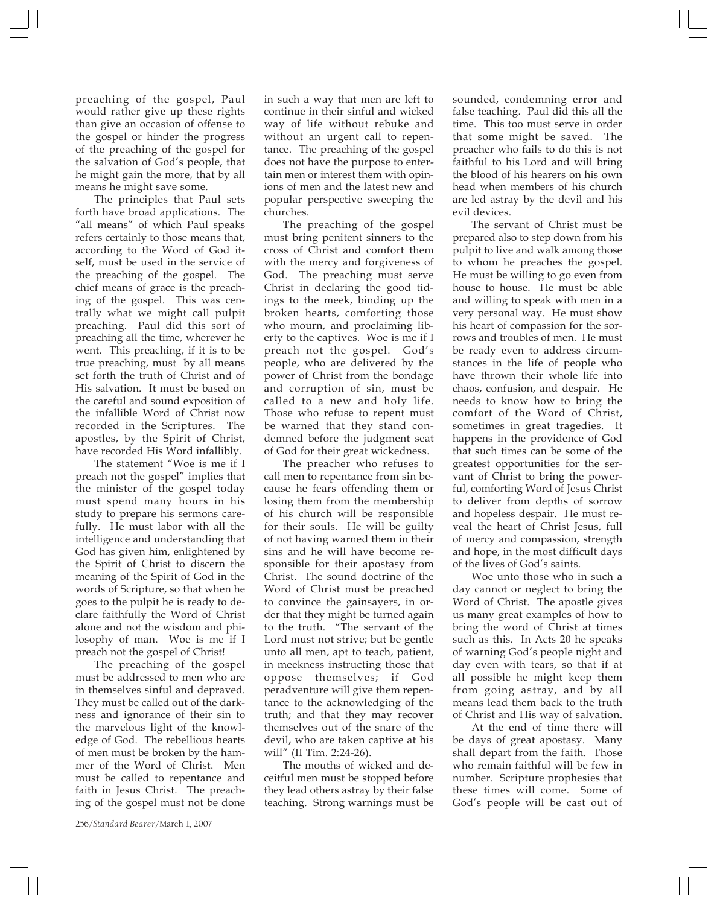preaching of the gospel, Paul would rather give up these rights than give an occasion of offense to the gospel or hinder the progress of the preaching of the gospel for the salvation of God's people, that he might gain the more, that by all means he might save some.

The principles that Paul sets forth have broad applications. The "all means" of which Paul speaks refers certainly to those means that, according to the Word of God itself, must be used in the service of the preaching of the gospel. The chief means of grace is the preaching of the gospel. This was centrally what we might call pulpit preaching. Paul did this sort of preaching all the time, wherever he went. This preaching, if it is to be true preaching, must by all means set forth the truth of Christ and of His salvation. It must be based on the careful and sound exposition of the infallible Word of Christ now recorded in the Scriptures. The apostles, by the Spirit of Christ, have recorded His Word infallibly.

The statement "Woe is me if I preach not the gospel" implies that the minister of the gospel today must spend many hours in his study to prepare his sermons carefully. He must labor with all the intelligence and understanding that God has given him, enlightened by the Spirit of Christ to discern the meaning of the Spirit of God in the words of Scripture, so that when he goes to the pulpit he is ready to declare faithfully the Word of Christ alone and not the wisdom and philosophy of man. Woe is me if I preach not the gospel of Christ!

The preaching of the gospel must be addressed to men who are in themselves sinful and depraved. They must be called out of the darkness and ignorance of their sin to the marvelous light of the knowledge of God. The rebellious hearts of men must be broken by the hammer of the Word of Christ. Men must be called to repentance and faith in Jesus Christ. The preaching of the gospel must not be done in such a way that men are left to continue in their sinful and wicked way of life without rebuke and without an urgent call to repentance. The preaching of the gospel does not have the purpose to entertain men or interest them with opinions of men and the latest new and popular perspective sweeping the churches.

The preaching of the gospel must bring penitent sinners to the cross of Christ and comfort them with the mercy and forgiveness of God. The preaching must serve Christ in declaring the good tidings to the meek, binding up the broken hearts, comforting those who mourn, and proclaiming liberty to the captives. Woe is me if I preach not the gospel. God's people, who are delivered by the power of Christ from the bondage and corruption of sin, must be called to a new and holy life. Those who refuse to repent must be warned that they stand condemned before the judgment seat of God for their great wickedness.

The preacher who refuses to call men to repentance from sin because he fears offending them or losing them from the membership of his church will be responsible for their souls. He will be guilty of not having warned them in their sins and he will have become responsible for their apostasy from Christ. The sound doctrine of the Word of Christ must be preached to convince the gainsayers, in order that they might be turned again to the truth. "The servant of the Lord must not strive; but be gentle unto all men, apt to teach, patient, in meekness instructing those that oppose themselves; if God peradventure will give them repentance to the acknowledging of the truth; and that they may recover themselves out of the snare of the devil, who are taken captive at his will" (II Tim. 2:24-26).

The mouths of wicked and deceitful men must be stopped before they lead others astray by their false teaching. Strong warnings must be sounded, condemning error and false teaching. Paul did this all the time. This too must serve in order that some might be saved. The preacher who fails to do this is not faithful to his Lord and will bring the blood of his hearers on his own head when members of his church are led astray by the devil and his evil devices.

The servant of Christ must be prepared also to step down from his pulpit to live and walk among those to whom he preaches the gospel. He must be willing to go even from house to house. He must be able and willing to speak with men in a very personal way. He must show his heart of compassion for the sorrows and troubles of men. He must be ready even to address circumstances in the life of people who have thrown their whole life into chaos, confusion, and despair. He needs to know how to bring the comfort of the Word of Christ, sometimes in great tragedies. It happens in the providence of God that such times can be some of the greatest opportunities for the servant of Christ to bring the powerful, comforting Word of Jesus Christ to deliver from depths of sorrow and hopeless despair. He must reveal the heart of Christ Jesus, full of mercy and compassion, strength and hope, in the most difficult days of the lives of God's saints.

Woe unto those who in such a day cannot or neglect to bring the Word of Christ. The apostle gives us many great examples of how to bring the word of Christ at times such as this. In Acts 20 he speaks of warning God's people night and day even with tears, so that if at all possible he might keep them from going astray, and by all means lead them back to the truth of Christ and His way of salvation.

At the end of time there will be days of great apostasy. Many shall depart from the faith. Those who remain faithful will be few in number. Scripture prophesies that these times will come. Some of God's people will be cast out of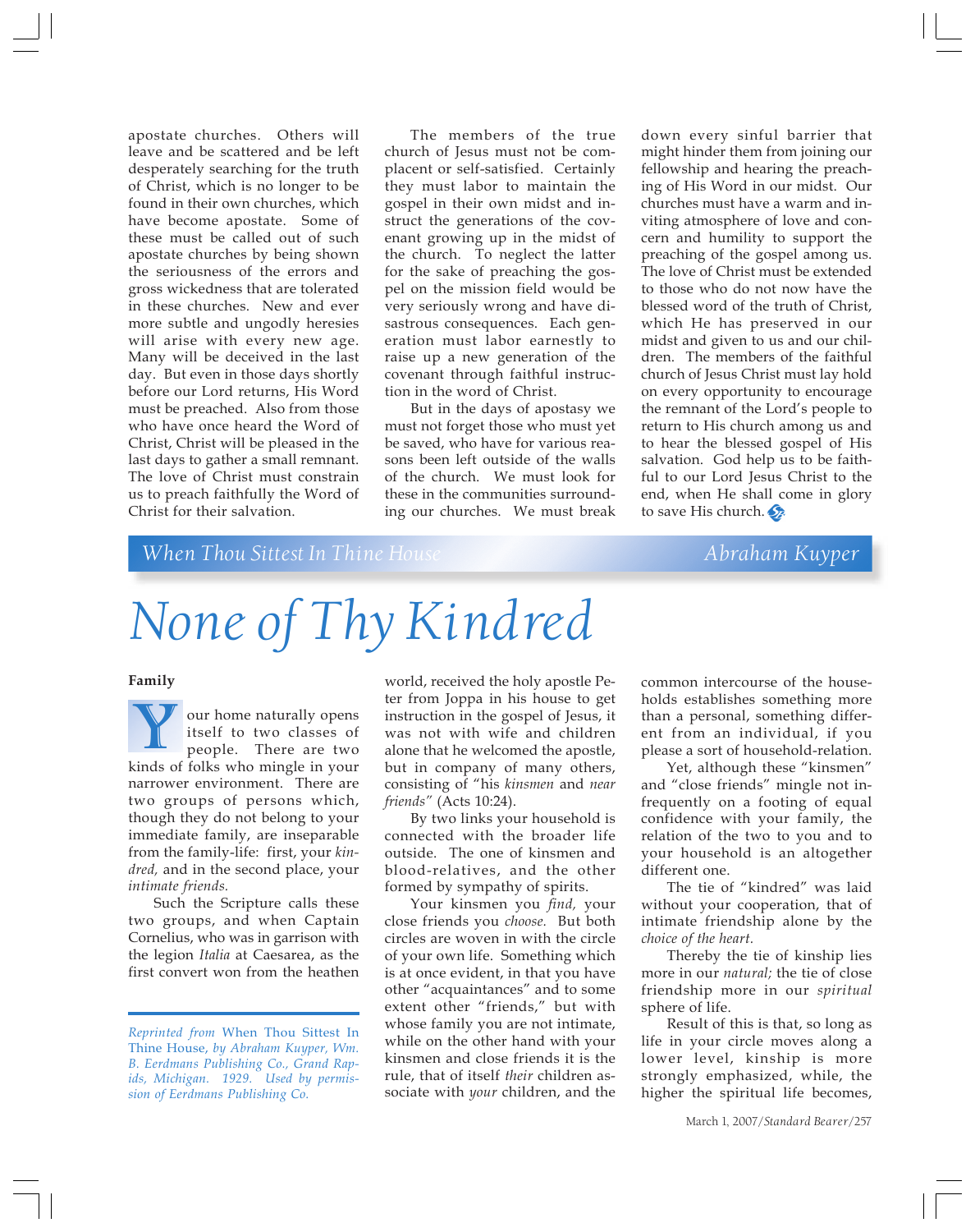apostate churches. Others will leave and be scattered and be left desperately searching for the truth of Christ, which is no longer to be found in their own churches, which have become apostate. Some of these must be called out of such apostate churches by being shown the seriousness of the errors and gross wickedness that are tolerated in these churches. New and ever more subtle and ungodly heresies will arise with every new age. Many will be deceived in the last day. But even in those days shortly before our Lord returns, His Word must be preached. Also from those who have once heard the Word of Christ, Christ will be pleased in the last days to gather a small remnant. The love of Christ must constrain us to preach faithfully the Word of Christ for their salvation.

The members of the true church of Jesus must not be complacent or self-satisfied. Certainly they must labor to maintain the gospel in their own midst and instruct the generations of the covenant growing up in the midst of the church. To neglect the latter for the sake of preaching the gospel on the mission field would be very seriously wrong and have disastrous consequences. Each generation must labor earnestly to raise up a new generation of the covenant through faithful instruction in the word of Christ.

But in the days of apostasy we must not forget those who must yet be saved, who have for various reasons been left outside of the walls of the church. We must look for these in the communities surrounding our churches. We must break down every sinful barrier that might hinder them from joining our fellowship and hearing the preaching of His Word in our midst. Our churches must have a warm and inviting atmosphere of love and concern and humility to support the preaching of the gospel among us. The love of Christ must be extended to those who do not now have the blessed word of the truth of Christ, which He has preserved in our midst and given to us and our children. The members of the faithful church of Jesus Christ must lay hold on every opportunity to encourage the remnant of the Lord's people to return to His church among us and to hear the blessed gospel of His salvation. God help us to be faithful to our Lord Jesus Christ to the end, when He shall come in glory to save His church.

*When Thou Sittest In Thine House* — *Abraham Kuyper*

# None of Thy Kindred

**Family**

Your home naturally opens itself to two classes of people. There are two kinds of folks who mingle in your narrower environment. There are two groups of persons which, though they do not belong to your immediate family, are inseparable from the family-life: first, your *kindred,* and in the second place, your *intimate friends.*

Such the Scripture calls these two groups, and when Captain Cornelius, who was in garrison with the legion *Italia* at Caesarea, as the first convert won from the heathen world, received the holy apostle Peter from Joppa in his house to get instruction in the gospel of Jesus, it was not with wife and children alone that he welcomed the apostle, but in company of many others, consisting of "his *kinsmen* and *near friends"* (Acts 10:24).

By two links your household is connected with the broader life outside. The one of kinsmen and blood-relatives, and the other formed by sympathy of spirits.

Your kinsmen you *find,* your close friends you *choose.* But both circles are woven in with the circle of your own life. Something which is at once evident, in that you have other "acquaintances" and to some extent other "friends," but with whose family you are not intimate, while on the other hand with your kinsmen and close friends it is the rule, that of itself *their* children associate with *your* children, and the common intercourse of the households establishes something more than a personal, something different from an individual, if you please a sort of household-relation.

Yet, although these "kinsmen" and "close friends" mingle not infrequently on a footing of equal confidence with your family, the relation of the two to you and to your household is an altogether different one.

The tie of "kindred" was laid without your cooperation, that of intimate friendship alone by the *choice of the heart.*

Thereby the tie of kinship lies more in our *natural;* the tie of close friendship more in our *spiritual* sphere of life.

Result of this is that, so long as life in your circle moves along a lower level, kinship is more strongly emphasized, while, the higher the spiritual life becomes,

---

*Reprinted from* When Thou Sittest In Thine House, *by Abraham Kuyper, Wm. B. Eerdmans Publishing Co., Grand Rapids, Michigan. 1929. Used by permission of Eerdmans Publishing Co.*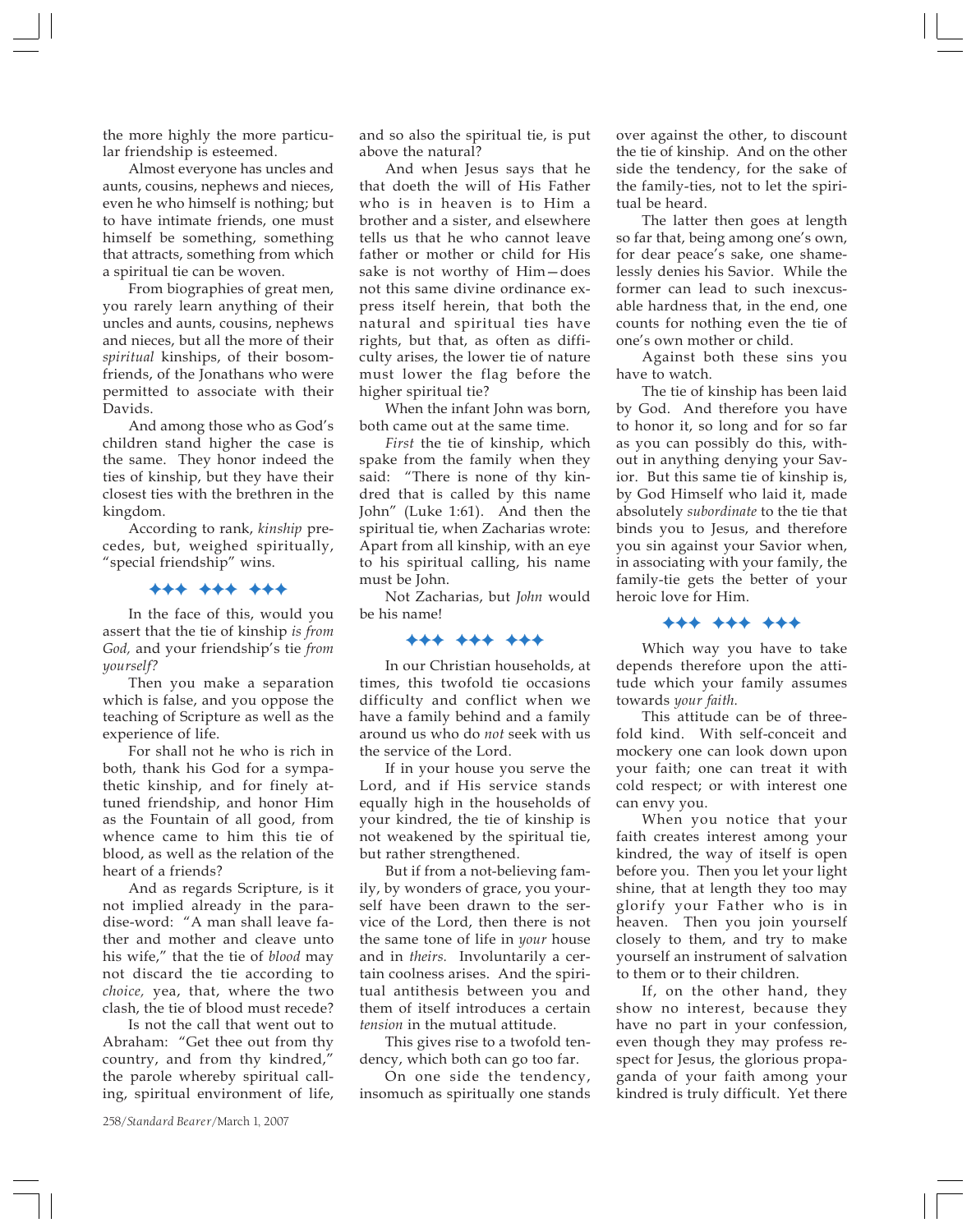the more highly the more particular friendship is esteemed.

Almost everyone has uncles and aunts, cousins, nephews and nieces, even he who himself is nothing; but to have intimate friends, one must himself be something, something that attracts, something from which a spiritual tie can be woven.

From biographies of great men, you rarely learn anything of their uncles and aunts, cousins, nephews and nieces, but all the more of their *spiritual* kinships, of their bosom-friends, of the Jonathans who were permitted to associate with their Davids.

And among those who as God's children stand higher the case is the same. They honor indeed the ties of kinship, but they have their closest ties with the brethren in the kingdom.

According to rank, *kinship* precedes, but, weighed spiritually, "special friendship" wins.

✦✦✦ ✦✦✦ ✦✦✦

In the face of this, would you assert that the tie of kinship *is from God,* and your friendship's tie *from yourself?*

Then you make a separation which is false, and you oppose the teaching of Scripture as well as the experience of life.

For shall not he who is rich in both, thank his God for a sympathetic kinship, and for finely attuned friendship, and honor Him as the Fountain of all good, from whence came to him this tie of blood, as well as the relation of the heart of a friends?

And as regards Scripture, is it not implied already in the paradise-word: "A man shall leave father and mother and cleave unto his wife," that the tie of *blood* may not discard the tie according to *choice,* yea, that, where the two clash, the tie of blood must recede?

Is not the call that went out to Abraham: "Get thee out from thy country, and from thy kindred," the parole whereby spiritual calling, spiritual environment of life, and so also the spiritual tie, is put above the natural?

And when Jesus says that he that doeth the will of His Father who is in heaven is to Him a brother and a sister, and elsewhere tells us that he who cannot leave father or mother or child for His sake is not worthy of Him—does not this same divine ordinance express itself herein, that both the natural and spiritual ties have rights, but that, as often as difficulty arises, the lower tie of nature must lower the flag before the higher spiritual tie?

When the infant John was born, both came out at the same time.

*First* the tie of kinship, which spake from the family when they said: "There is none of thy kindred that is called by this name John" (Luke 1:61). And then the spiritual tie, when Zacharias wrote: Apart from all kinship, with an eye to his spiritual calling, his name must be John.

Not Zacharias, but *John* would be his name!

✦✦✦ ✦✦✦ ✦✦✦

In our Christian households, at times, this twofold tie occasions difficulty and conflict when we have a family behind and a family around us who do *not* seek with us the service of the Lord.

If in your house you serve the Lord, and if His service stands equally high in the households of your kindred, the tie of kinship is not weakened by the spiritual tie, but rather strengthened.

But if from a not-believing family, by wonders of grace, you yourself have been drawn to the service of the Lord, then there is not the same tone of life in *your* house and in *theirs.* Involuntarily a certain coolness arises. And the spiritual antithesis between you and them of itself introduces a certain *tension* in the mutual attitude.

This gives rise to a twofold tendency, which both can go too far.

On one side the tendency, insomuch as spiritually one stands over against the other, to discount the tie of kinship. And on the other side the tendency, for the sake of the family-ties, not to let the spiritual be heard.

The latter then goes at length so far that, being among one's own, for dear peace's sake, one shamelessly denies his Savior. While the former can lead to such inexcusable hardness that, in the end, one counts for nothing even the tie of one's own mother or child.

Against both these sins you have to watch.

The tie of kinship has been laid by God. And therefore you have to honor it, so long and for so far as you can possibly do this, without in anything denying your Savior. But this same tie of kinship is, by God Himself who laid it, made absolutely *subordinate* to the tie that binds you to Jesus, and therefore you sin against your Savior when, in associating with your family, the family-tie gets the better of your heroic love for Him.

✦✦✦ ✦✦✦ ✦✦✦

Which way you have to take depends therefore upon the attitude which your family assumes towards *your faith.*

This attitude can be of threefold kind. With self-conceit and mockery one can look down upon your faith; one can treat it with cold respect; or with interest one can envy you.

When you notice that your faith creates interest among your kindred, the way of itself is open before you. Then you let your light shine, that at length they too may glorify your Father who is in heaven. Then you join yourself closely to them, and try to make yourself an instrument of salvation to them or to their children.

If, on the other hand, they show no interest, because they have no part in your confession, even though they may profess respect for Jesus, the glorious propaganda of your faith among your kindred is truly difficult. Yet there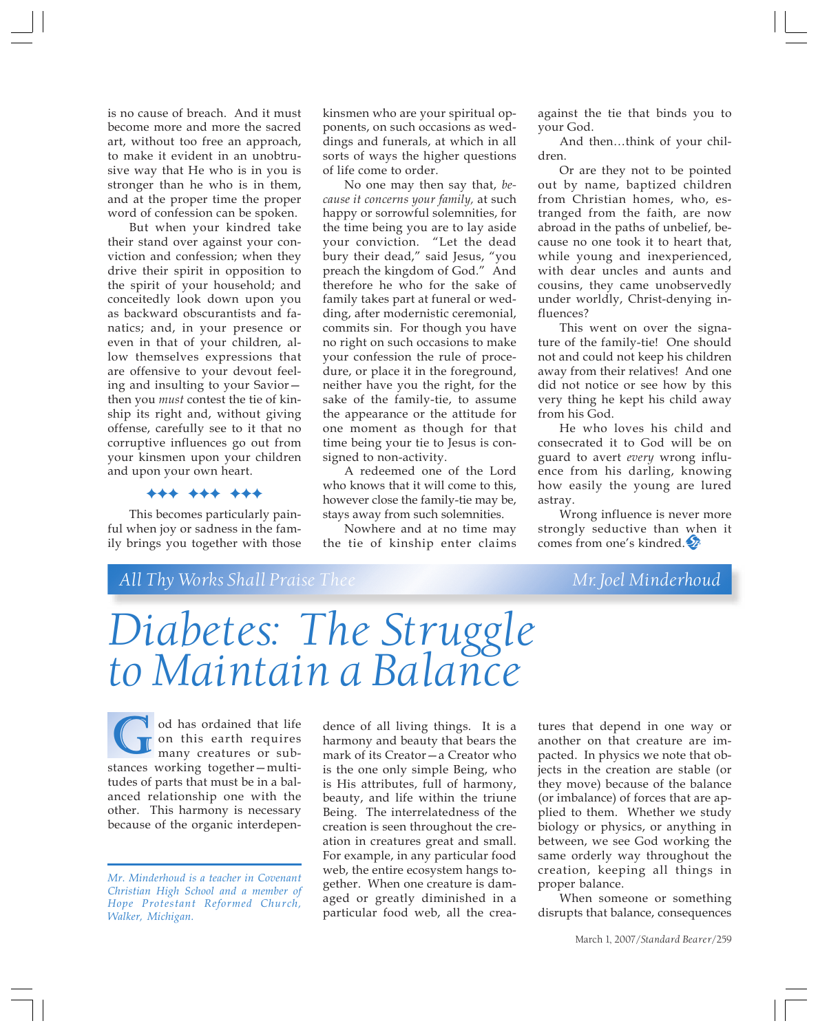is no cause of breach. And it must become more and more the sacred art, without too free an approach, to make it evident in an unobtrusive way that He who is in you is stronger than he who is in them, and at the proper time the proper word of confession can be spoken.

But when your kindred take their stand over against your conviction and confession; when they drive their spirit in opposition to the spirit of your household; and conceitedly look down upon you as backward obscurantists and fanatics; and, in your presence or even in that of your children, allow themselves expressions that are offensive to your devout feeling and insulting to your Savior—then you *must* contest the tie of kinship its right and, without giving offense, carefully see to it that no corruptive influences go out from your kinsmen upon your children and upon your own heart.

✦✦✦ ✦✦✦ ✦✦✦

This becomes particularly painful when joy or sadness in the family brings you together with those kinsmen who are your spiritual opponents, on such occasions as weddings and funerals, at which in all sorts of ways the higher questions of life come to order.

No one may then say that, *because it concerns your family,* at such happy or sorrowful solemnities, for the time being you are to lay aside your conviction. "Let the dead bury their dead," said Jesus, "you preach the kingdom of God." And therefore he who for the sake of family takes part at funeral or wedding, after modernistic ceremonial, commits sin. For though you have no right on such occasions to make your confession the rule of procedure, or place it in the foreground, neither have you the right, for the sake of the family-tie, to assume the appearance or the attitude for one moment as though for that time being your tie to Jesus is consigned to non-activity.

A redeemed one of the Lord who knows that it will come to this, however close the family-tie may be, stays away from such solemnities.

Nowhere and at no time may the tie of kinship enter claims against the tie that binds you to your God.

And then…think of your children.

Or are they not to be pointed out by name, baptized children from Christian homes, who, estranged from the faith, are now abroad in the paths of unbelief, because no one took it to heart that, while young and inexperienced, with dear uncles and aunts and cousins, they came unobservedly under worldly, Christ-denying influences?

This went on over the signature of the family-tie! One should not and could not keep his children away from their relatives! And one did not notice or see how by this very thing he kept his child away from his God.

He who loves his child and consecrated it to God will be on guard to avert *every* wrong influence from his darling, knowing how easily the young are lured astray.

Wrong influence is never more strongly seductive than when it comes from one's kindred.

*All Thy Works Shall Praise Thee* — *Mr. Joel Minderhoud*

# Diabetes: The Struggle to Maintain a Balance

God has ordained that life on this earth requires many creatures or substances working together—multitudes of parts that must be in a balanced relationship one with the other. This harmony is necessary because of the organic interdependence of all living things. It is a harmony and beauty that bears the mark of its Creator—a Creator who is the one only simple Being, who is His attributes, full of harmony, beauty, and life within the triune Being. The interrelatedness of the creation is seen throughout the creation in creatures great and small. For example, in any particular food web, the entire ecosystem hangs together. When one creature is damaged or greatly diminished in a particular food web, all the creatures that depend in one way or another on that creature are impacted. In physics we note that objects in the creation are stable (or they move) because of the balance (or imbalance) of forces that are applied to them. Whether we study biology or physics, or anything in between, we see God working the same orderly way throughout the creation, keeping all things in proper balance.

When someone or something disrupts that balance, consequences

*Mr. Minderhoud is a teacher in Covenant Christian High School and a member of Hope Protestant Reformed Church, Walker, Michigan.*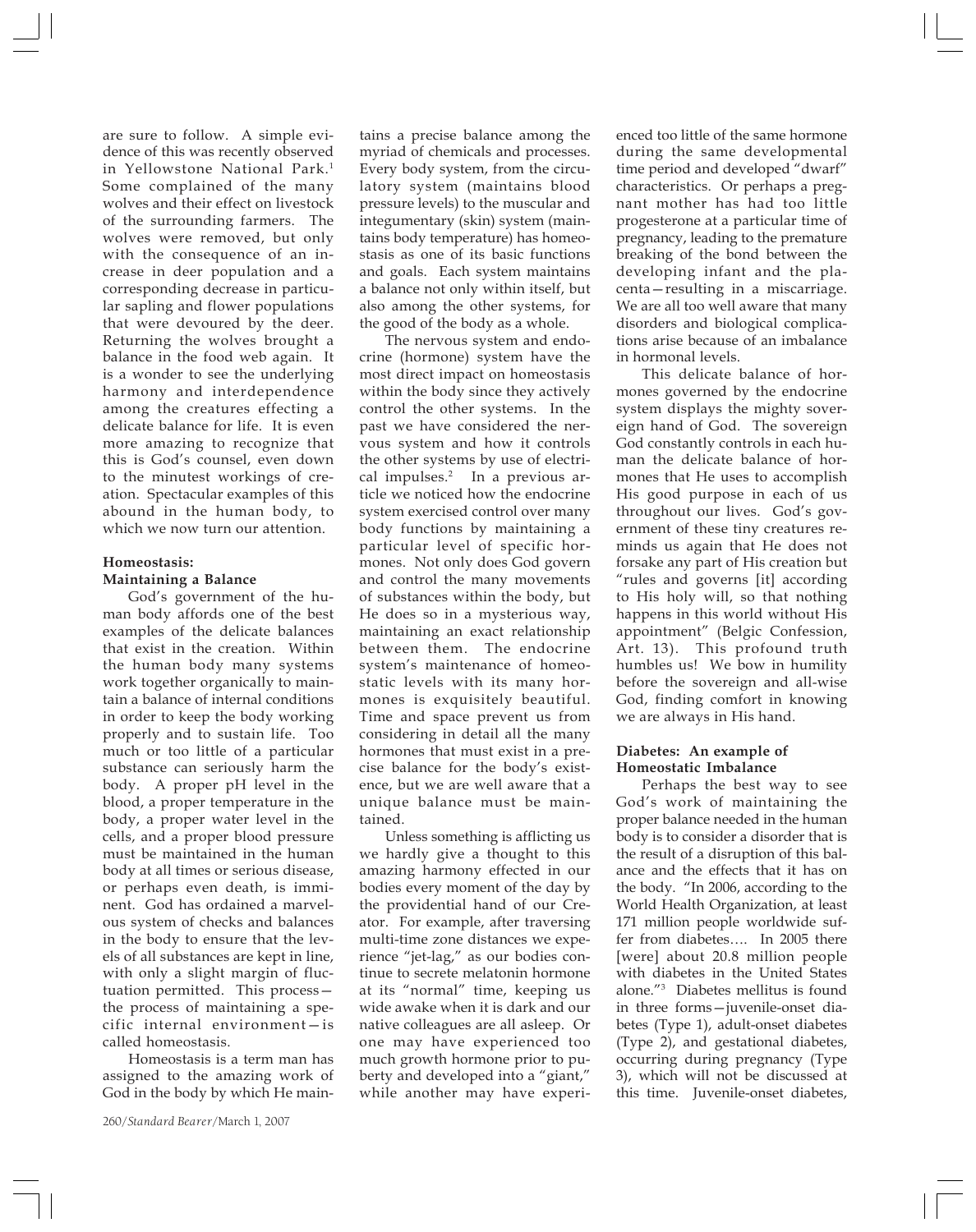are sure to follow. A simple evidence of this was recently observed in Yellowstone National Park.[1] Some complained of the many wolves and their effect on livestock of the surrounding farmers. The wolves were removed, but only with the consequence of an increase in deer population and a corresponding decrease in particular sapling and flower populations that were devoured by the deer. Returning the wolves brought a balance in the food web again. It is a wonder to see the underlying harmony and interdependence among the creatures effecting a delicate balance for life. It is even more amazing to recognize that this is God's counsel, even down to the minutest workings of creation. Spectacular examples of this abound in the human body, to which we now turn our attention.

### Homeostasis: Maintaining a Balance

God's government of the human body affords one of the best examples of the delicate balances that exist in the creation. Within the human body many systems work together organically to maintain a balance of internal conditions in order to keep the body working properly and to sustain life. Too much or too little of a particular substance can seriously harm the body. A proper pH level in the blood, a proper temperature in the body, a proper water level in the cells, and a proper blood pressure must be maintained in the human body at all times or serious disease, or perhaps even death, is imminent. God has ordained a marvelous system of checks and balances in the body to ensure that the levels of all substances are kept in line, with only a slight margin of fluctuation permitted. This process—the process of maintaining a specific internal environment—is called homeostasis.

Homeostasis is a term man has assigned to the amazing work of God in the body by which He maintains a precise balance among the myriad of chemicals and processes. Every body system, from the circulatory system (maintains blood pressure levels) to the muscular and integumentary (skin) system (maintains body temperature) has homeostasis as one of its basic functions and goals. Each system maintains a balance not only within itself, but also among the other systems, for the good of the body as a whole.

The nervous system and endocrine (hormone) system have the most direct impact on homeostasis within the body since they actively control the other systems. In the past we have considered the nervous system and how it controls the other systems by use of electrical impulses.[2] In a previous article we noticed how the endocrine system exercised control over many body functions by maintaining a particular level of specific hormones. Not only does God govern and control the many movements of substances within the body, but He does so in a mysterious way, maintaining an exact relationship between them. The endocrine system's maintenance of homeostatic levels with its many hormones is exquisitely beautiful. Time and space prevent us from considering in detail all the many hormones that must exist in a precise balance for the body's existence, but we are well aware that a unique balance must be maintained.

Unless something is afflicting us we hardly give a thought to this amazing harmony effected in our bodies every moment of the day by the providential hand of our Creator. For example, after traversing multi-time zone distances we experience "jet-lag," as our bodies continue to secrete melatonin hormone at its "normal" time, keeping us wide awake when it is dark and our native colleagues are all asleep. Or one may have experienced too much growth hormone prior to puberty and developed into a "giant," while another may have experienced too little of the same hormone during the same developmental time period and developed "dwarf" characteristics. Or perhaps a pregnant mother has had too little progesterone at a particular time of pregnancy, leading to the premature breaking of the bond between the developing infant and the placenta—resulting in a miscarriage. We are all too well aware that many disorders and biological complications arise because of an imbalance in hormonal levels.

This delicate balance of hormones governed by the endocrine system displays the mighty sovereign hand of God. The sovereign God constantly controls in each human the delicate balance of hormones that He uses to accomplish His good purpose in each of us throughout our lives. God's government of these tiny creatures reminds us again that He does not forsake any part of His creation but "rules and governs [it] according to His holy will, so that nothing happens in this world without His appointment" (Belgic Confession, Art. 13). This profound truth humbles us! We bow in humility before the sovereign and all-wise God, finding comfort in knowing we are always in His hand.

### Diabetes: An example of Homeostatic Imbalance

Perhaps the best way to see God's work of maintaining the proper balance needed in the human body is to consider a disorder that is the result of a disruption of this balance and the effects that it has on the body. "In 2006, according to the World Health Organization, at least 171 million people worldwide suffer from diabetes…. In 2005 there [were] about 20.8 million people with diabetes in the United States alone."[3] Diabetes mellitus is found in three forms—juvenile-onset diabetes (Type 1), adult-onset diabetes (Type 2), and gestational diabetes, occurring during pregnancy (Type 3), which will not be discussed at this time. Juvenile-onset diabetes,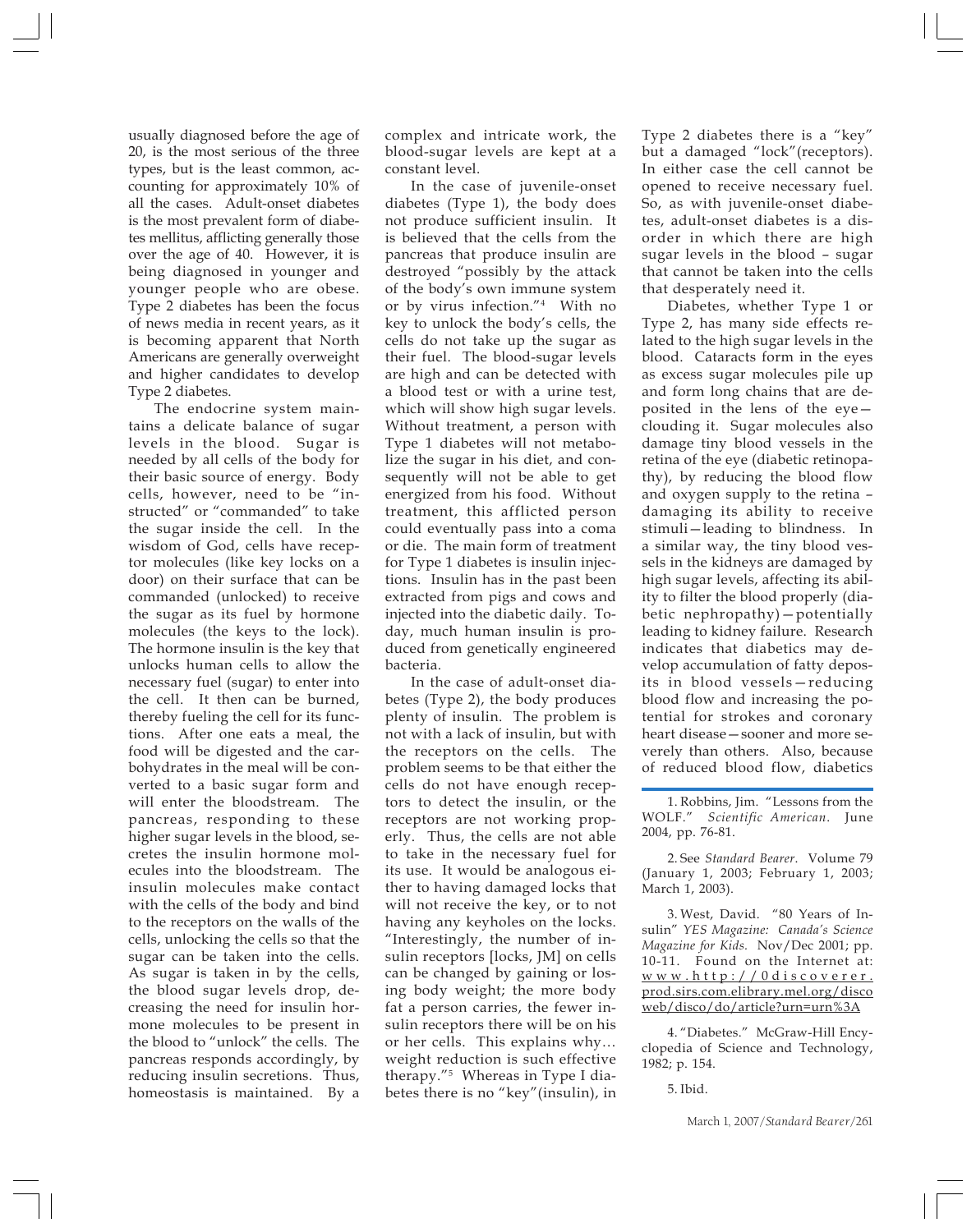usually diagnosed before the age of 20, is the most serious of the three types, but is the least common, accounting for approximately 10% of all the cases. Adult-onset diabetes is the most prevalent form of diabetes mellitus, afflicting generally those over the age of 40. However, it is being diagnosed in younger and younger people who are obese. Type 2 diabetes has been the focus of news media in recent years, as it is becoming apparent that North Americans are generally overweight and higher candidates to develop Type 2 diabetes.

The endocrine system maintains a delicate balance of sugar levels in the blood. Sugar is needed by all cells of the body for their basic source of energy. Body cells, however, need to be "instructed" or "commanded" to take the sugar inside the cell. In the wisdom of God, cells have receptor molecules (like key locks on a door) on their surface that can be commanded (unlocked) to receive the sugar as its fuel by hormone molecules (the keys to the lock). The hormone insulin is the key that unlocks human cells to allow the necessary fuel (sugar) to enter into the cell. It then can be burned, thereby fueling the cell for its functions. After one eats a meal, the food will be digested and the carbohydrates in the meal will be converted to a basic sugar form and will enter the bloodstream. The pancreas, responding to these higher sugar levels in the blood, secretes the insulin hormone molecules into the bloodstream. The insulin molecules make contact with the cells of the body and bind to the receptors on the walls of the cells, unlocking the cells so that the sugar can be taken into the cells. As sugar is taken in by the cells, the blood sugar levels drop, decreasing the need for insulin hormone molecules to be present in the blood to "unlock" the cells. The pancreas responds accordingly, by reducing insulin secretions. Thus, homeostasis is maintained. By a complex and intricate work, the blood-sugar levels are kept at a constant level.

In the case of juvenile-onset diabetes (Type 1), the body does not produce sufficient insulin. It is believed that the cells from the pancreas that produce insulin are destroyed "possibly by the attack of the body's own immune system or by virus infection."[4] With no key to unlock the body's cells, the cells do not take up the sugar as their fuel. The blood-sugar levels are high and can be detected with a blood test or with a urine test, which will show high sugar levels. Without treatment, a person with Type 1 diabetes will not metabolize the sugar in his diet, and consequently will not be able to get energized from his food. Without treatment, this afflicted person could eventually pass into a coma or die. The main form of treatment for Type 1 diabetes is insulin injections. Insulin has in the past been extracted from pigs and cows and injected into the diabetic daily. Today, much human insulin is produced from genetically engineered bacteria.

In the case of adult-onset diabetes (Type 2), the body produces plenty of insulin. The problem is not with a lack of insulin, but with the receptors on the cells. The problem seems to be that either the cells do not have enough receptors to detect the insulin, or the receptors are not working properly. Thus, the cells are not able to take in the necessary fuel for its use. It would be analogous either to having damaged locks that will not receive the key, or to not having any keyholes on the locks. "Interestingly, the number of insulin receptors [locks, JM] on cells can be changed by gaining or losing body weight; the more body fat a person carries, the fewer insulin receptors there will be on his or her cells. This explains why… weight reduction is such effective therapy."[5] Whereas in Type I diabetes there is no "key"(insulin), in Type 2 diabetes there is a "key" but a damaged "lock"(receptors). In either case the cell cannot be opened to receive necessary fuel. So, as with juvenile-onset diabetes, adult-onset diabetes is a disorder in which there are high sugar levels in the blood – sugar that cannot be taken into the cells that desperately need it.

Diabetes, whether Type 1 or Type 2, has many side effects related to the high sugar levels in the blood. Cataracts form in the eyes as excess sugar molecules pile up and form long chains that are deposited in the lens of the eye—clouding it. Sugar molecules also damage tiny blood vessels in the retina of the eye (diabetic retinopathy), by reducing the blood flow and oxygen supply to the retina – damaging its ability to receive stimuli—leading to blindness. In a similar way, the tiny blood vessels in the kidneys are damaged by high sugar levels, affecting its ability to filter the blood properly (diabetic nephropathy)—potentially leading to kidney failure. Research indicates that diabetics may develop accumulation of fatty deposits in blood vessels—reducing blood flow and increasing the potential for strokes and coronary heart disease—sooner and more severely than others. Also, because of reduced blood flow, diabetics

---

1. Robbins, Jim. "Lessons from the WOLF." *Scientific American*. June 2004, pp. 76-81.

2. See *Standard Bearer*. Volume 79 (January 1, 2003; February 1, 2003; March 1, 2003).

3. West, David. "80 Years of Insulin" *YES Magazine: Canada's Science Magazine for Kids.* Nov/Dec 2001; pp. 10-11. Found on the Internet at: www.http://0discoverer.prod.sirs.com.elibrary.mel.org/discoweb/disco/do/article?urn=urn%3A

4. "Diabetes." McGraw-Hill Encyclopedia of Science and Technology, 1982; p. 154.

5. Ibid.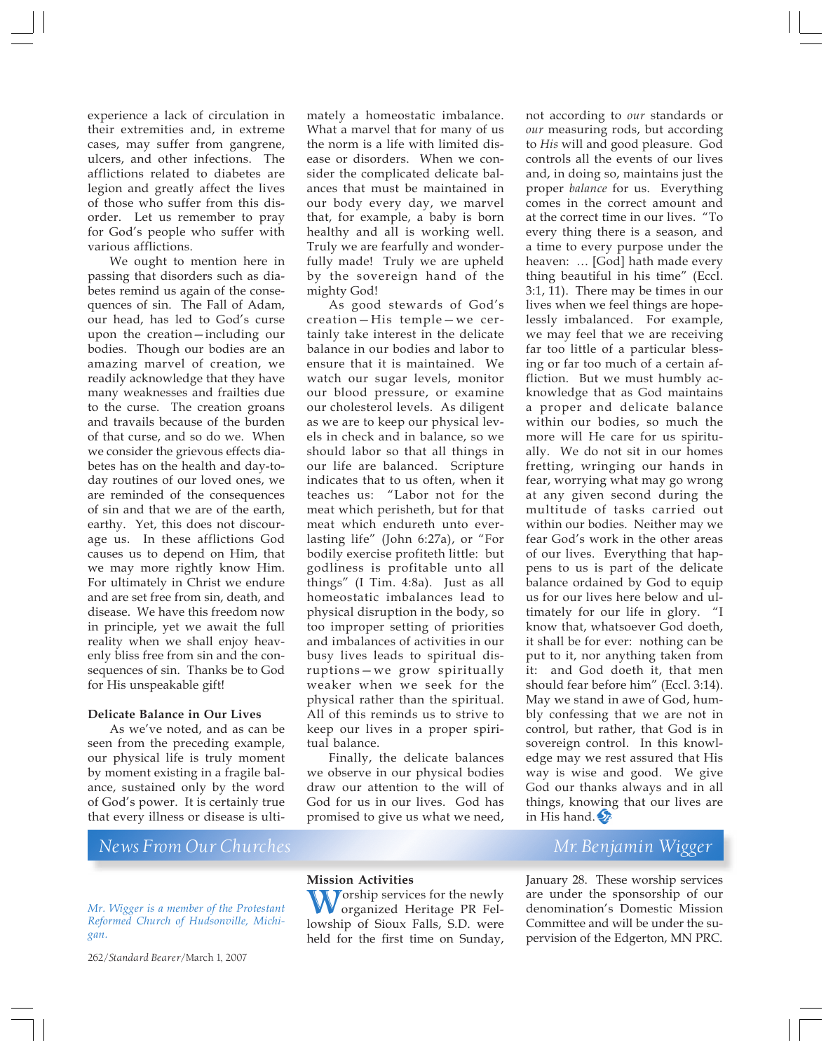experience a lack of circulation in their extremities and, in extreme cases, may suffer from gangrene, ulcers, and other infections. The afflictions related to diabetes are legion and greatly affect the lives of those who suffer from this disorder. Let us remember to pray for God's people who suffer with various afflictions.

We ought to mention here in passing that disorders such as diabetes remind us again of the consequences of sin. The Fall of Adam, our head, has led to God's curse upon the creation—including our bodies. Though our bodies are an amazing marvel of creation, we readily acknowledge that they have many weaknesses and frailties due to the curse. The creation groans and travails because of the burden of that curse, and so do we. When we consider the grievous effects diabetes has on the health and day-to-day routines of our loved ones, we are reminded of the consequences of sin and that we are of the earth, earthy. Yet, this does not discourage us. In these afflictions God causes us to depend on Him, that we may more rightly know Him. For ultimately in Christ we endure and are set free from sin, death, and disease. We have this freedom now in principle, yet we await the full reality when we shall enjoy heavenly bliss free from sin and the consequences of sin. Thanks be to God for His unspeakable gift!

**Delicate Balance in Our Lives**

As we've noted, and as can be seen from the preceding example, our physical life is truly moment by moment existing in a fragile balance, sustained only by the word of God's power. It is certainly true that every illness or disease is ultimately a homeostatic imbalance. What a marvel that for many of us the norm is a life with limited disease or disorders. When we consider the complicated delicate balances that must be maintained in our body every day, we marvel that, for example, a baby is born healthy and all is working well. Truly we are fearfully and wonderfully made! Truly we are upheld by the sovereign hand of the mighty God!

As good stewards of God's creation—His temple—we certainly take interest in the delicate balance in our bodies and labor to ensure that it is maintained. We watch our sugar levels, monitor our blood pressure, or examine our cholesterol levels. As diligent as we are to keep our physical levels in check and in balance, so we should labor so that all things in our life are balanced. Scripture indicates that to us often, when it teaches us: "Labor not for the meat which perisheth, but for that meat which endureth unto everlasting life" (John 6:27a), or "For bodily exercise profiteth little: but godliness is profitable unto all things" (I Tim. 4:8a). Just as all homeostatic imbalances lead to physical disruption in the body, so too improper setting of priorities and imbalances of activities in our busy lives leads to spiritual disruptions—we grow spiritually weaker when we seek for the physical rather than the spiritual. All of this reminds us to strive to keep our lives in a proper spiritual balance.

Finally, the delicate balances we observe in our physical bodies draw our attention to the will of God for us in our lives. God has promised to give us what we need, not according to *our* standards or *our* measuring rods, but according to *His* will and good pleasure. God controls all the events of our lives and, in doing so, maintains just the proper *balance* for us. Everything comes in the correct amount and at the correct time in our lives. "To every thing there is a season, and a time to every purpose under the heaven: … [God] hath made every thing beautiful in his time" (Eccl. 3:1, 11). There may be times in our lives when we feel things are hopelessly imbalanced. For example, we may feel that we are receiving far too little of a particular blessing or far too much of a certain affliction. But we must humbly acknowledge that as God maintains a proper and delicate balance within our bodies, so much the more will He care for us spiritually. We do not sit in our homes fretting, wringing our hands in fear, worrying what may go wrong at any given second during the multitude of tasks carried out within our bodies. Neither may we fear God's work in the other areas of our lives. Everything that happens to us is part of the delicate balance ordained by God to equip us for our lives here below and ultimately for our life in glory. "I know that, whatsoever God doeth, it shall be for ever: nothing can be put to it, nor anything taken from it: and God doeth it, that men should fear before him" (Eccl. 3:14). May we stand in awe of God, humbly confessing that we are not in control, but rather, that God is in sovereign control. In this knowledge may we rest assured that His way is wise and good. We give God our thanks always and in all things, knowing that our lives are in His hand.

## News From Our Churches

### Mr. Benjamin Wigger

*Mr. Wigger is a member of the Protestant Reformed Church of Hudsonville, Michigan.*

**Mission Activities**

Worship services for the newly organized Heritage PR Fellowship of Sioux Falls, S.D. were held for the first time on Sunday, January 28. These worship services are under the sponsorship of our denomination's Domestic Mission Committee and will be under the supervision of the Edgerton, MN PRC.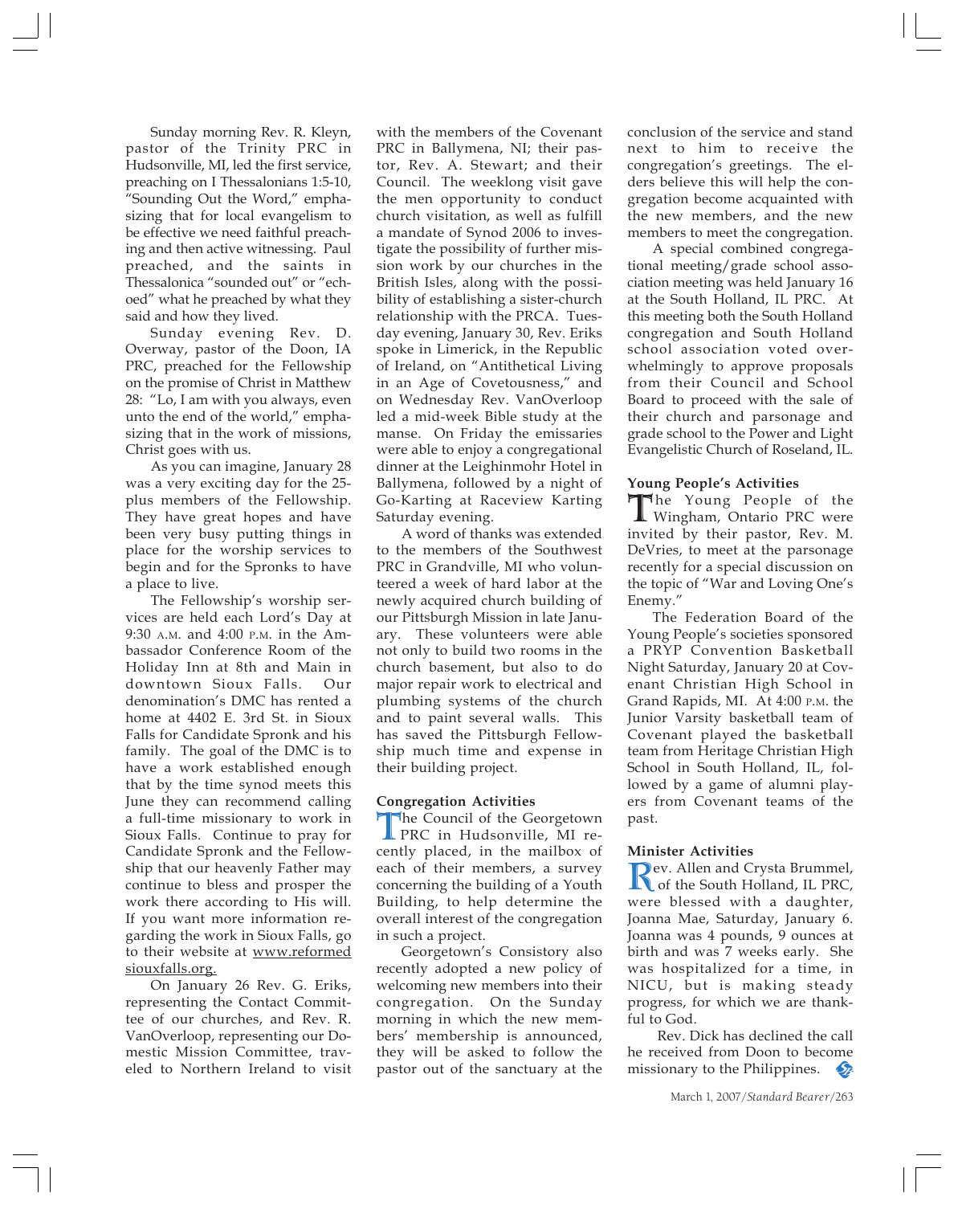Sunday morning Rev. R. Kleyn, pastor of the Trinity PRC in Hudsonville, MI, led the first service, preaching on I Thessalonians 1:5-10, "Sounding Out the Word," emphasizing that for local evangelism to be effective we need faithful preaching and then active witnessing. Paul preached, and the saints in Thessalonica "sounded out" or "echoed" what he preached by what they said and how they lived.

Sunday evening Rev. D. Overway, pastor of the Doon, IA PRC, preached for the Fellowship on the promise of Christ in Matthew 28: "Lo, I am with you always, even unto the end of the world," emphasizing that in the work of missions, Christ goes with us.

As you can imagine, January 28 was a very exciting day for the 25-plus members of the Fellowship. They have great hopes and have been very busy putting things in place for the worship services to begin and for the Spronks to have a place to live.

The Fellowship's worship services are held each Lord's Day at 9:30 A.M. and 4:00 P.M. in the Ambassador Conference Room of the Holiday Inn at 8th and Main in downtown Sioux Falls. Our denomination's DMC has rented a home at 4402 E. 3rd St. in Sioux Falls for Candidate Spronk and his family. The goal of the DMC is to have a work established enough that by the time synod meets this June they can recommend calling a full-time missionary to work in Sioux Falls. Continue to pray for Candidate Spronk and the Fellowship that our heavenly Father may continue to bless and prosper the work there according to His will. If you want more information regarding the work in Sioux Falls, go to their website at www.reformedsiouxfalls.org.

On January 26 Rev. G. Eriks, representing the Contact Committee of our churches, and Rev. R. VanOverloop, representing our Domestic Mission Committee, traveled to Northern Ireland to visit with the members of the Covenant PRC in Ballymena, NI; their pastor, Rev. A. Stewart; and their Council. The weeklong visit gave the men opportunity to conduct church visitation, as well as fulfill a mandate of Synod 2006 to investigate the possibility of further mission work by our churches in the British Isles, along with the possibility of establishing a sister-church relationship with the PRCA. Tuesday evening, January 30, Rev. Eriks spoke in Limerick, in the Republic of Ireland, on "Antithetical Living in an Age of Covetousness," and on Wednesday Rev. VanOverloop led a mid-week Bible study at the manse. On Friday the emissaries were able to enjoy a congregational dinner at the Leighinmohr Hotel in Ballymena, followed by a night of Go-Karting at Raceview Karting Saturday evening.

A word of thanks was extended to the members of the Southwest PRC in Grandville, MI who volunteered a week of hard labor at the newly acquired church building of our Pittsburgh Mission in late January. These volunteers were able not only to build two rooms in the church basement, but also to do major repair work to electrical and plumbing systems of the church and to paint several walls. This has saved the Pittsburgh Fellowship much time and expense in their building project.

**Congregation Activities**

The Council of the Georgetown PRC in Hudsonville, MI recently placed, in the mailbox of each of their members, a survey concerning the building of a Youth Building, to help determine the overall interest of the congregation in such a project.

Georgetown's Consistory also recently adopted a new policy of welcoming new members into their congregation. On the Sunday morning in which the new members' membership is announced, they will be asked to follow the pastor out of the sanctuary at the conclusion of the service and stand next to him to receive the congregation's greetings. The elders believe this will help the congregation become acquainted with the new members, and the new members to meet the congregation.

A special combined congregational meeting/grade school association meeting was held January 16 at the South Holland, IL PRC. At this meeting both the South Holland congregation and South Holland school association voted overwhelmingly to approve proposals from their Council and School Board to proceed with the sale of their church and parsonage and grade school to the Power and Light Evangelistic Church of Roseland, IL.

**Young People's Activities**

The Young People of the Wingham, Ontario PRC were invited by their pastor, Rev. M. DeVries, to meet at the parsonage recently for a special discussion on the topic of "War and Loving One's Enemy."

The Federation Board of the Young People's societies sponsored a PRYP Convention Basketball Night Saturday, January 20 at Covenant Christian High School in Grand Rapids, MI. At 4:00 P.M. the Junior Varsity basketball team of Covenant played the basketball team from Heritage Christian High School in South Holland, IL, followed by a game of alumni players from Covenant teams of the past.

**Minister Activities**

Rev. Allen and Crysta Brummel, of the South Holland, IL PRC, were blessed with a daughter, Joanna Mae, Saturday, January 6. Joanna was 4 pounds, 9 ounces at birth and was 7 weeks early. She was hospitalized for a time, in NICU, but is making steady progress, for which we are thankful to God.

Rev. Dick has declined the call he received from Doon to become missionary to the Philippines.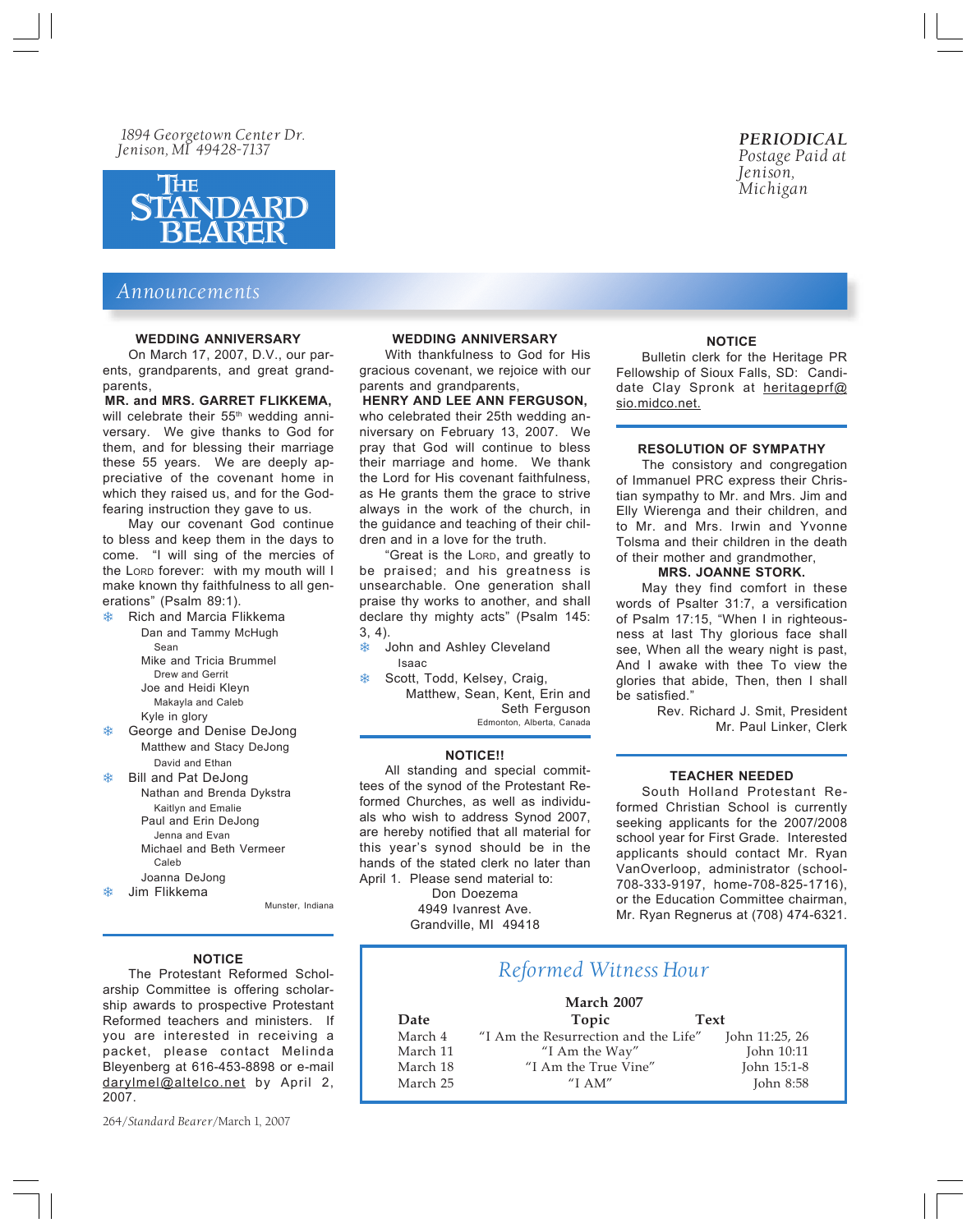1894 Georgetown Center Dr.
Jenison, MI 49428-7137

# THE STANDARD BEARER

***PERIODICAL***
*Postage Paid at Jenison, Michigan*

## *Announcements*

**WEDDING ANNIVERSARY**

On March 17, 2007, D.V., our parents, grandparents, and great grandparents,

**MR. and MRS. GARRET FLIKKEMA,**

will celebrate their 55th wedding anniversary. We give thanks to God for them, and for blessing their marriage these 55 years. We are deeply appreciative of the covenant home in which they raised us, and for the God-fearing instruction they gave to us.

May our covenant God continue to bless and keep them in the days to come. "I will sing of the mercies of the LORD forever: with my mouth will I make known thy faithfulness to all generations" (Psalm 89:1).

- Rich and Marcia Flikkema
  - Dan and Tammy McHugh
    - Sean
  - Mike and Tricia Brummel
    - Drew and Gerrit
  - Joe and Heidi Kleyn
    - Makayla and Caleb
  - Kyle in glory
- George and Denise DeJong
  - Matthew and Stacy DeJong
    - David and Ethan
- Bill and Pat DeJong
  - Nathan and Brenda Dykstra
    - Kaitlyn and Emalie
  - Paul and Erin DeJong
    - Jenna and Evan
  - Michael and Beth Vermeer
    - Caleb
  - Joanna DeJong
- Jim Flikkema

Munster, Indiana

**NOTICE**

The Protestant Reformed Scholarship Committee is offering scholarship awards to prospective Protestant Reformed teachers and ministers. If you are interested in receiving a packet, please contact Melinda Bleyenberg at 616-453-8898 or e-mail darylmel@altelco.net by April 2, 2007.

**WEDDING ANNIVERSARY**

With thankfulness to God for His gracious covenant, we rejoice with our parents and grandparents,

**HENRY AND LEE ANN FERGUSON,**

who celebrated their 25th wedding anniversary on February 13, 2007. We pray that God will continue to bless their marriage and home. We thank the Lord for His covenant faithfulness, as He grants them the grace to strive always in the work of the church, in the guidance and teaching of their children and in a love for the truth.

"Great is the LORD, and greatly to be praised; and his greatness is unsearchable. One generation shall praise thy works to another, and shall declare thy mighty acts" (Psalm 145: 3, 4).

- John and Ashley Cleveland
  - Isaac
- Scott, Todd, Kelsey, Craig, Matthew, Sean, Kent, Erin and Seth Ferguson

Edmonton, Alberta, Canada

**NOTICE!!**

All standing and special committees of the synod of the Protestant Reformed Churches, as well as individuals who wish to address Synod 2007, are hereby notified that all material for this year's synod should be in the hands of the stated clerk no later than April 1. Please send material to:

Don Doezema
4949 Ivanrest Ave.
Grandville, MI 49418

**NOTICE**

Bulletin clerk for the Heritage PR Fellowship of Sioux Falls, SD: Candidate Clay Spronk at heritageprf@sio.midco.net.

**RESOLUTION OF SYMPATHY**

The consistory and congregation of Immanuel PRC express their Christian sympathy to Mr. and Mrs. Jim and Elly Wierenga and their children, and to Mr. and Mrs. Irwin and Yvonne Tolsma and their children in the death of their mother and grandmother,

**MRS. JOANNE STORK.**

May they find comfort in these words of Psalter 31:7, a versification of Psalm 17:15, "When I in righteousness at last Thy glorious face shall see, When all the weary night is past, And I awake with thee To view the glories that abide, Then, then I shall be satisfied."

Rev. Richard J. Smit, President
Mr. Paul Linker, Clerk

**TEACHER NEEDED**

South Holland Protestant Reformed Christian School is currently seeking applicants for the 2007/2008 school year for First Grade. Interested applicants should contact Mr. Ryan VanOverloop, administrator (school-708-333-9197, home-708-825-1716), or the Education Committee chairman, Mr. Ryan Regnerus at (708) 474-6321.

## *Reformed Witness Hour*

**March 2007**

| Date | Topic | Text |
|---|---|---|
| March 4 | "I Am the Resurrection and the Life" | John 11:25, 26 |
| March 11 | "I Am the Way" | John 10:11 |
| March 18 | "I Am the True Vine" | John 15:1-8 |
| March 25 | "I AM" | John 8:58 |